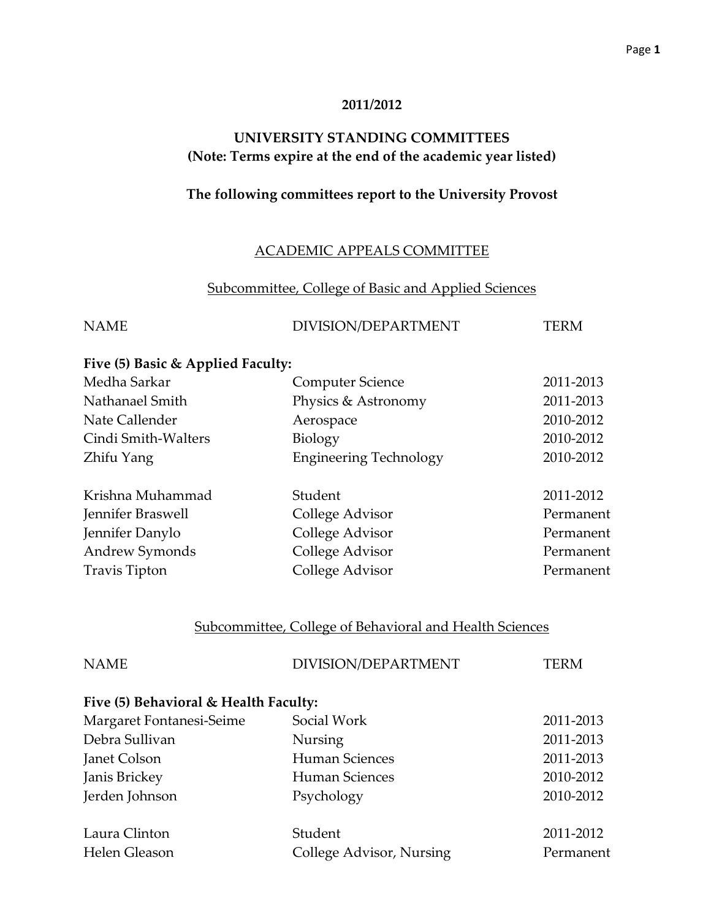**2011/2012**

# UNIVERSITY STANDING COMMITTEES
**(Note: Terms expire at the end of the academic year listed)**

**The following committees report to the University Provost**

## ACADEMIC APPEALS COMMITTEE

### Subcommittee, College of Basic and Applied Sciences

| NAME | DIVISION/DEPARTMENT | TERM |
|---|---|---|
| **Five (5) Basic & Applied Faculty:** | | |
| Medha Sarkar | Computer Science | 2011-2013 |
| Nathanael Smith | Physics & Astronomy | 2011-2013 |
| Nate Callender | Aerospace | 2010-2012 |
| Cindi Smith-Walters | Biology | 2010-2012 |
| Zhifu Yang | Engineering Technology | 2010-2012 |
| | | |
| Krishna Muhammad | Student | 2011-2012 |
| Jennifer Braswell | College Advisor | Permanent |
| Jennifer Danylo | College Advisor | Permanent |
| Andrew Symonds | College Advisor | Permanent |
| Travis Tipton | College Advisor | Permanent |

### Subcommittee, College of Behavioral and Health Sciences

| NAME | DIVISION/DEPARTMENT | TERM |
|---|---|---|
| **Five (5) Behavioral & Health Faculty:** | | |
| Margaret Fontanesi-Seime | Social Work | 2011-2013 |
| Debra Sullivan | Nursing | 2011-2013 |
| Janet Colson | Human Sciences | 2011-2013 |
| Janis Brickey | Human Sciences | 2010-2012 |
| Jerden Johnson | Psychology | 2010-2012 |
| | | |
| Laura Clinton | Student | 2011-2012 |
| Helen Gleason | College Advisor, Nursing | Permanent |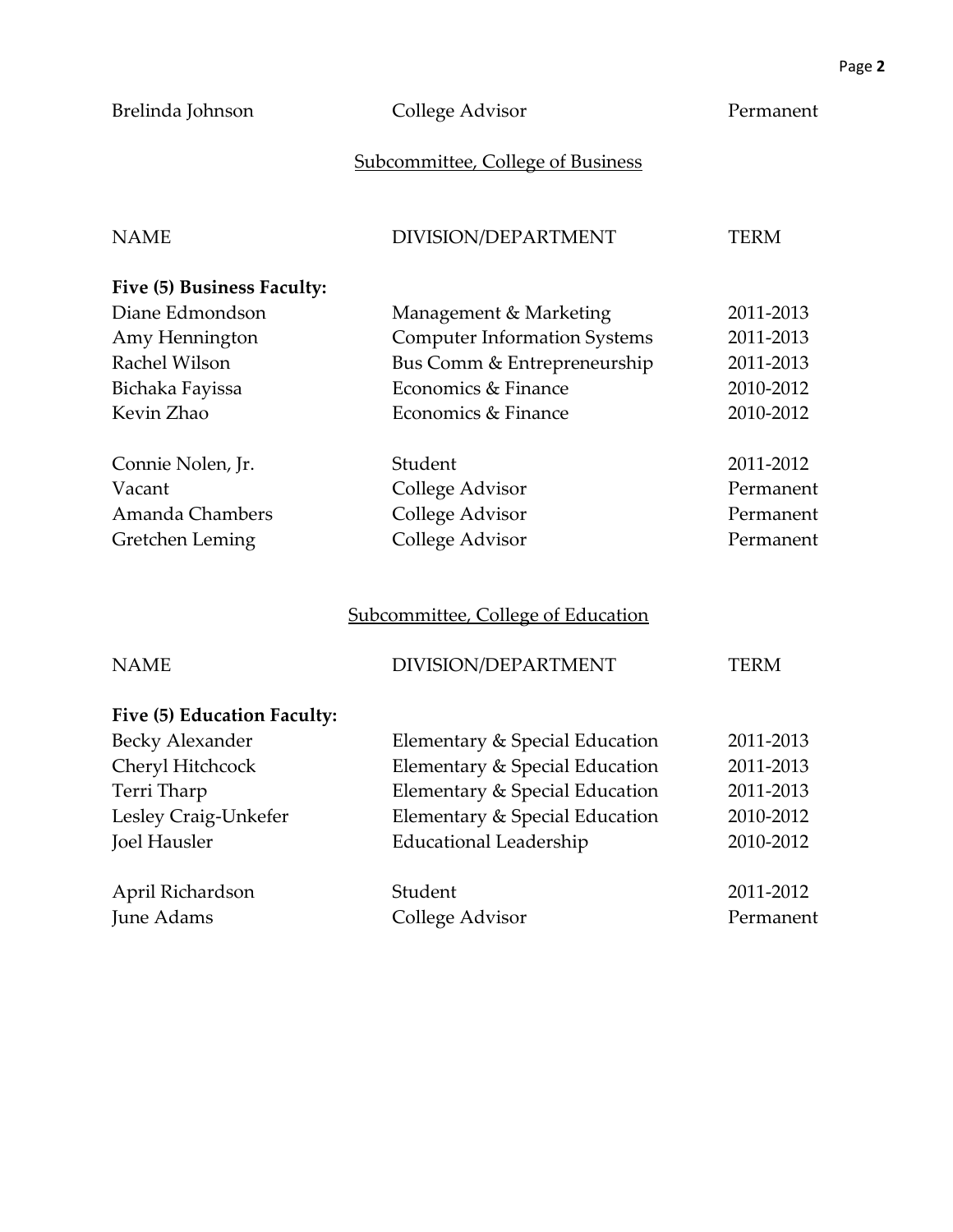| | | |
|---|---|---|
| Brelinda Johnson | College Advisor | Permanent |

## Subcommittee, College of Business

| NAME | DIVISION/DEPARTMENT | TERM |
|---|---|---|
| **Five (5) Business Faculty:** | | |
| Diane Edmondson | Management & Marketing | 2011-2013 |
| Amy Hennington | Computer Information Systems | 2011-2013 |
| Rachel Wilson | Bus Comm & Entrepreneurship | 2011-2013 |
| Bichaka Fayissa | Economics & Finance | 2010-2012 |
| Kevin Zhao | Economics & Finance | 2010-2012 |
| Connie Nolen, Jr. | Student | 2011-2012 |
| Vacant | College Advisor | Permanent |
| Amanda Chambers | College Advisor | Permanent |
| Gretchen Leming | College Advisor | Permanent |

## Subcommittee, College of Education

| NAME | DIVISION/DEPARTMENT | TERM |
|---|---|---|
| **Five (5) Education Faculty:** | | |
| Becky Alexander | Elementary & Special Education | 2011-2013 |
| Cheryl Hitchcock | Elementary & Special Education | 2011-2013 |
| Terri Tharp | Elementary & Special Education | 2011-2013 |
| Lesley Craig-Unkefer | Elementary & Special Education | 2010-2012 |
| Joel Hausler | Educational Leadership | 2010-2012 |
| April Richardson | Student | 2011-2012 |
| June Adams | College Advisor | Permanent |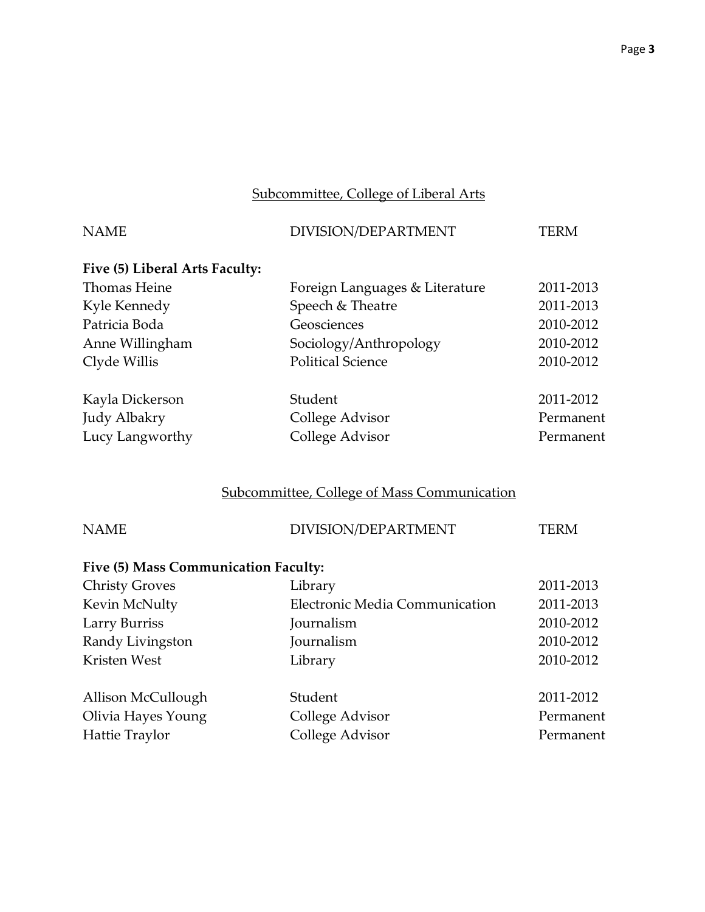## Subcommittee, College of Liberal Arts

| NAME | DIVISION/DEPARTMENT | TERM |
|---|---|---|
| **Five (5) Liberal Arts Faculty:** | | |
| Thomas Heine | Foreign Languages & Literature | 2011-2013 |
| Kyle Kennedy | Speech & Theatre | 2011-2013 |
| Patricia Boda | Geosciences | 2010-2012 |
| Anne Willingham | Sociology/Anthropology | 2010-2012 |
| Clyde Willis | Political Science | 2010-2012 |
| Kayla Dickerson | Student | 2011-2012 |
| Judy Albakry | College Advisor | Permanent |
| Lucy Langworthy | College Advisor | Permanent |

## Subcommittee, College of Mass Communication

| NAME | DIVISION/DEPARTMENT | TERM |
|---|---|---|
| **Five (5) Mass Communication Faculty:** | | |
| Christy Groves | Library | 2011-2013 |
| Kevin McNulty | Electronic Media Communication | 2011-2013 |
| Larry Burriss | Journalism | 2010-2012 |
| Randy Livingston | Journalism | 2010-2012 |
| Kristen West | Library | 2010-2012 |
| Allison McCullough | Student | 2011-2012 |
| Olivia Hayes Young | College Advisor | Permanent |
| Hattie Traylor | College Advisor | Permanent |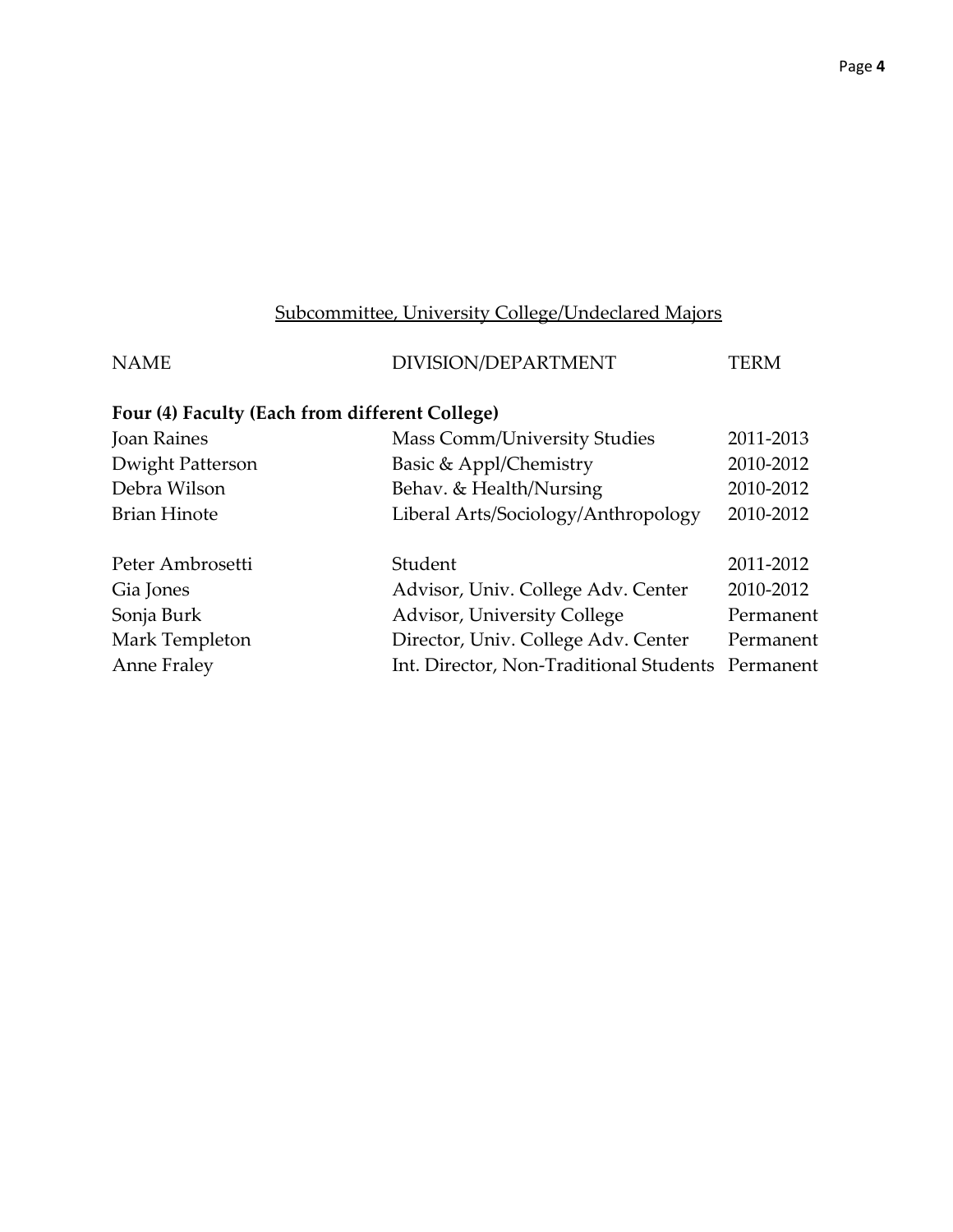## Subcommittee, University College/Undeclared Majors

| NAME | DIVISION/DEPARTMENT | TERM |
|---|---|---|
| **Four (4) Faculty (Each from different College)** | | |
| Joan Raines | Mass Comm/University Studies | 2011-2013 |
| Dwight Patterson | Basic & Appl/Chemistry | 2010-2012 |
| Debra Wilson | Behav. & Health/Nursing | 2010-2012 |
| Brian Hinote | Liberal Arts/Sociology/Anthropology | 2010-2012 |
| | | |
| Peter Ambrosetti | Student | 2011-2012 |
| Gia Jones | Advisor, Univ. College Adv. Center | 2010-2012 |
| Sonja Burk | Advisor, University College | Permanent |
| Mark Templeton | Director, Univ. College Adv. Center | Permanent |
| Anne Fraley | Int. Director, Non-Traditional Students | Permanent |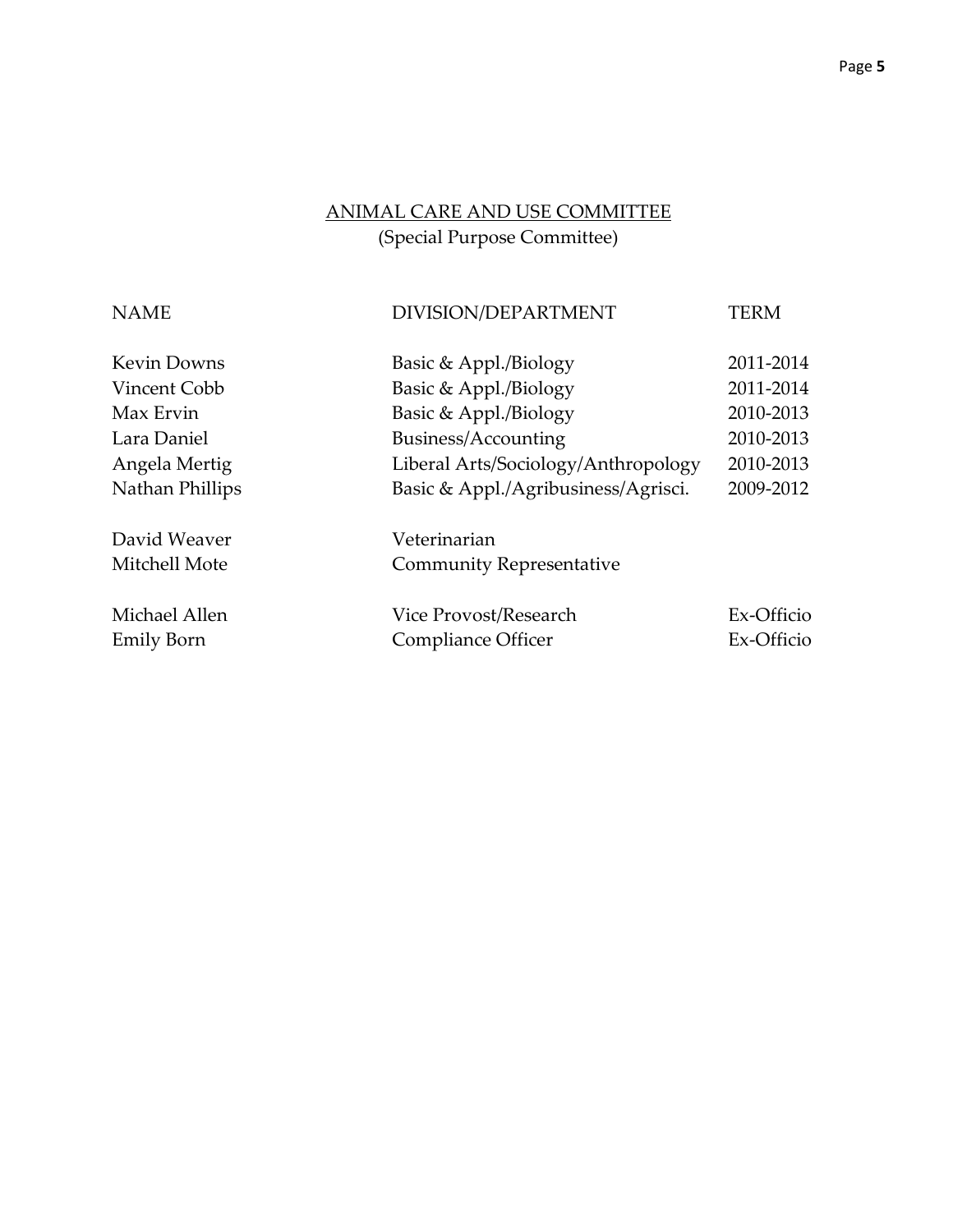## ANIMAL CARE AND USE COMMITTEE
(Special Purpose Committee)

| NAME | DIVISION/DEPARTMENT | TERM |
|---|---|---|
| Kevin Downs | Basic & Appl./Biology | 2011-2014 |
| Vincent Cobb | Basic & Appl./Biology | 2011-2014 |
| Max Ervin | Basic & Appl./Biology | 2010-2013 |
| Lara Daniel | Business/Accounting | 2010-2013 |
| Angela Mertig | Liberal Arts/Sociology/Anthropology | 2010-2013 |
| Nathan Phillips | Basic & Appl./Agribusiness/Agrisci. | 2009-2012 |
| David Weaver | Veterinarian | |
| Mitchell Mote | Community Representative | |
| Michael Allen | Vice Provost/Research | Ex-Officio |
| Emily Born | Compliance Officer | Ex-Officio |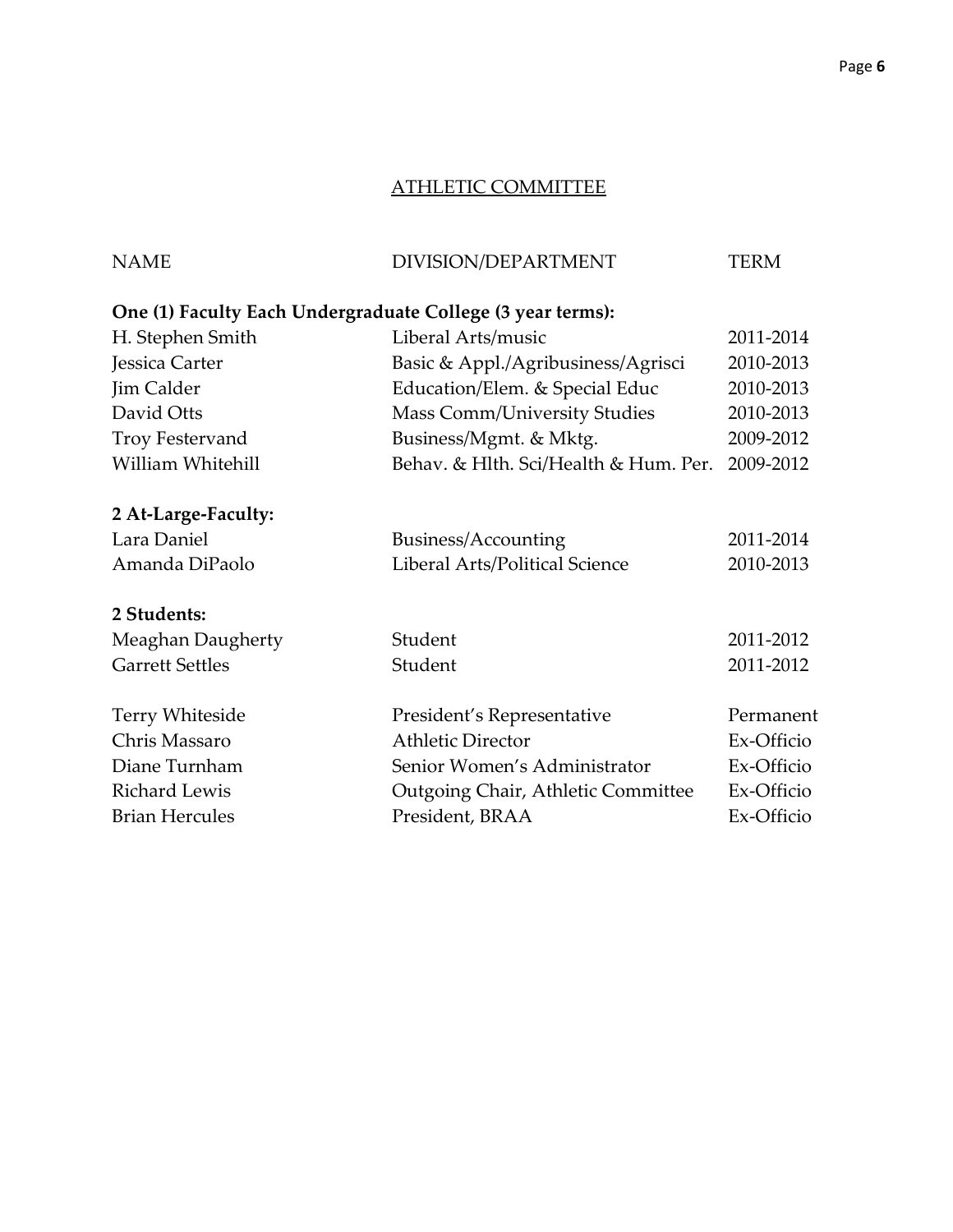## ATHLETIC COMMITTEE

| NAME | DIVISION/DEPARTMENT | TERM |
|---|---|---|
| **One (1) Faculty Each Undergraduate College (3 year terms):** | | |
| H. Stephen Smith | Liberal Arts/music | 2011-2014 |
| Jessica Carter | Basic & Appl./Agribusiness/Agrisci | 2010-2013 |
| Jim Calder | Education/Elem. & Special Educ | 2010-2013 |
| David Otts | Mass Comm/University Studies | 2010-2013 |
| Troy Festervand | Business/Mgmt. & Mktg. | 2009-2012 |
| William Whitehill | Behav. & Hlth. Sci/Health & Hum. Per. | 2009-2012 |
| **2 At-Large-Faculty:** | | |
| Lara Daniel | Business/Accounting | 2011-2014 |
| Amanda DiPaolo | Liberal Arts/Political Science | 2010-2013 |
| **2 Students:** | | |
| Meaghan Daugherty | Student | 2011-2012 |
| Garrett Settles | Student | 2011-2012 |
| Terry Whiteside | President's Representative | Permanent |
| Chris Massaro | Athletic Director | Ex-Officio |
| Diane Turnham | Senior Women's Administrator | Ex-Officio |
| Richard Lewis | Outgoing Chair, Athletic Committee | Ex-Officio |
| Brian Hercules | President, BRAA | Ex-Officio |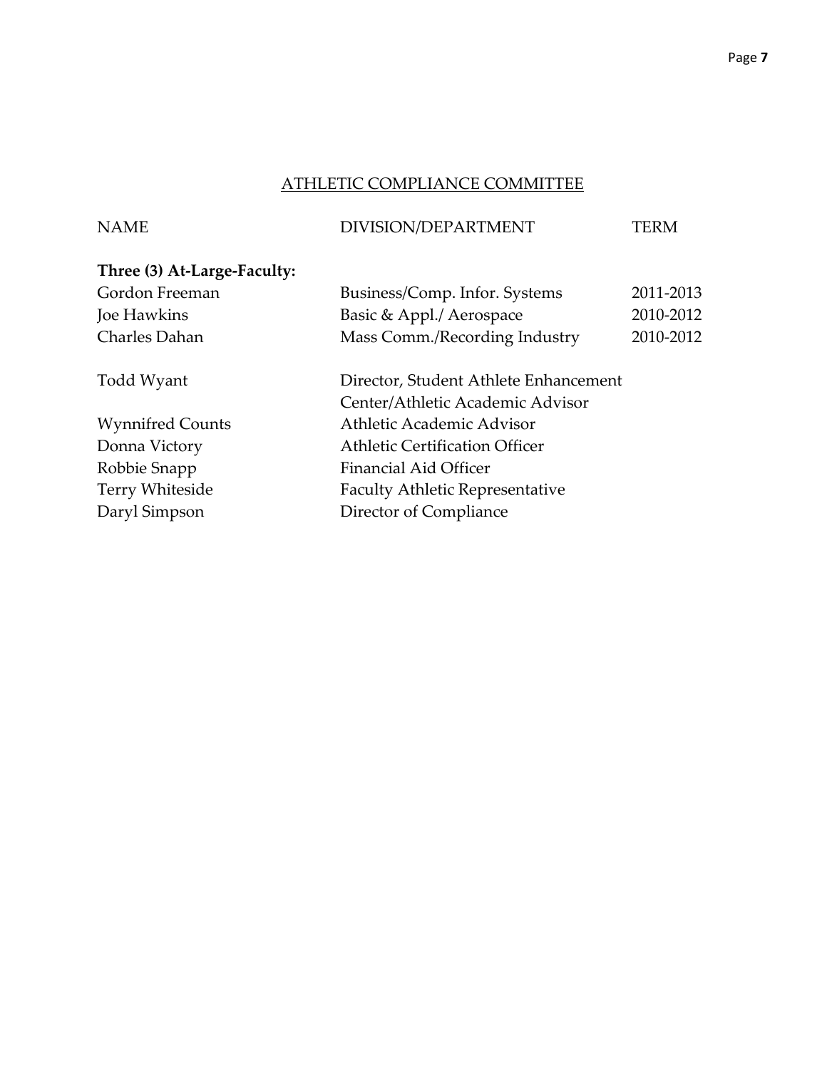## ATHLETIC COMPLIANCE COMMITTEE

| NAME | DIVISION/DEPARTMENT | TERM |
|---|---|---|
| **Three (3) At-Large-Faculty:** | | |
| Gordon Freeman | Business/Comp. Infor. Systems | 2011-2013 |
| Joe Hawkins | Basic & Appl./ Aerospace | 2010-2012 |
| Charles Dahan | Mass Comm./Recording Industry | 2010-2012 |
| Todd Wyant | Director, Student Athlete Enhancement Center/Athletic Academic Advisor | |
| Wynnifred Counts | Athletic Academic Advisor | |
| Donna Victory | Athletic Certification Officer | |
| Robbie Snapp | Financial Aid Officer | |
| Terry Whiteside | Faculty Athletic Representative | |
| Daryl Simpson | Director of Compliance | |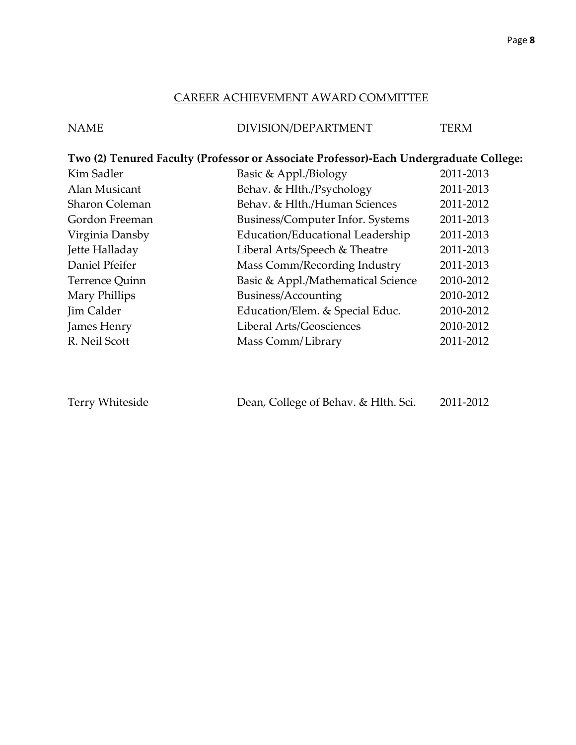## CAREER ACHIEVEMENT AWARD COMMITTEE

| NAME | DIVISION/DEPARTMENT | TERM |
|---|---|---|
| **Two (2) Tenured Faculty (Professor or Associate Professor)-Each Undergraduate College:** | | |
| Kim Sadler | Basic & Appl./Biology | 2011-2013 |
| Alan Musicant | Behav. & Hlth./Psychology | 2011-2013 |
| Sharon Coleman | Behav. & Hlth./Human Sciences | 2011-2012 |
| Gordon Freeman | Business/Computer Infor. Systems | 2011-2013 |
| Virginia Dansby | Education/Educational Leadership | 2011-2013 |
| Jette Halladay | Liberal Arts/Speech & Theatre | 2011-2013 |
| Daniel Pfeifer | Mass Comm/Recording Industry | 2011-2013 |
| Terrence Quinn | Basic & Appl./Mathematical Science | 2010-2012 |
| Mary Phillips | Business/Accounting | 2010-2012 |
| Jim Calder | Education/Elem. & Special Educ. | 2010-2012 |
| James Henry | Liberal Arts/Geosciences | 2010-2012 |
| R. Neil Scott | Mass Comm/ Library | 2011-2012 |
| | | |
| Terry Whiteside | Dean, College of Behav. & Hlth. Sci. | 2011-2012 |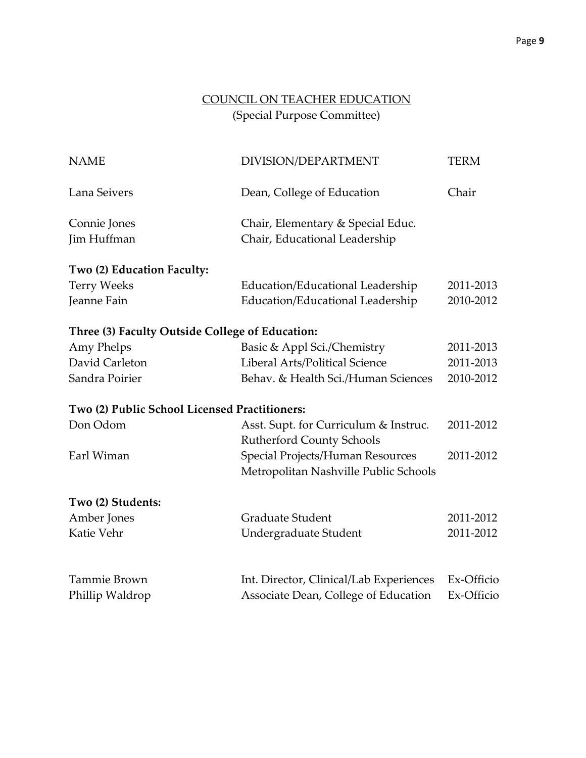## COUNCIL ON TEACHER EDUCATION
(Special Purpose Committee)

| NAME | DIVISION/DEPARTMENT | TERM |
|---|---|---|
| Lana Seivers | Dean, College of Education | Chair |
| Connie Jones | Chair, Elementary & Special Educ. | |
| Jim Huffman | Chair, Educational Leadership | |
| **Two (2) Education Faculty:** | | |
| Terry Weeks | Education/Educational Leadership | 2011-2013 |
| Jeanne Fain | Education/Educational Leadership | 2010-2012 |
| **Three (3) Faculty Outside College of Education:** | | |
| Amy Phelps | Basic & Appl Sci./Chemistry | 2011-2013 |
| David Carleton | Liberal Arts/Political Science | 2011-2013 |
| Sandra Poirier | Behav. & Health Sci./Human Sciences | 2010-2012 |
| **Two (2) Public School Licensed Practitioners:** | | |
| Don Odom | Asst. Supt. for Curriculum & Instruc. Rutherford County Schools | 2011-2012 |
| Earl Wiman | Special Projects/Human Resources Metropolitan Nashville Public Schools | 2011-2012 |
| **Two (2) Students:** | | |
| Amber Jones | Graduate Student | 2011-2012 |
| Katie Vehr | Undergraduate Student | 2011-2012 |
| Tammie Brown | Int. Director, Clinical/Lab Experiences | Ex-Officio |
| Phillip Waldrop | Associate Dean, College of Education | Ex-Officio |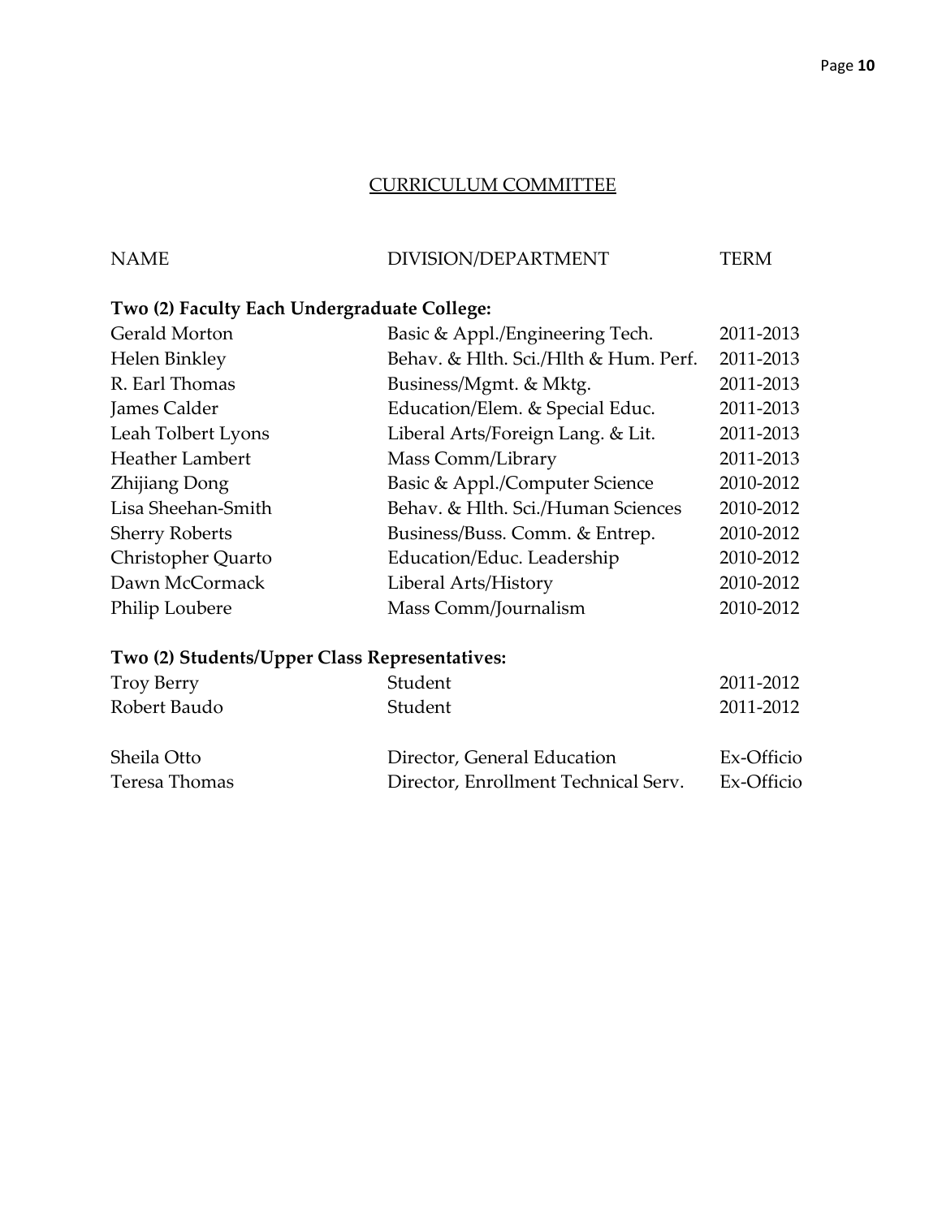## CURRICULUM COMMITTEE

| NAME | DIVISION/DEPARTMENT | TERM |
|---|---|---|
| **Two (2) Faculty Each Undergraduate College:** | | |
| Gerald Morton | Basic & Appl./Engineering Tech. | 2011-2013 |
| Helen Binkley | Behav. & Hlth. Sci./Hlth & Hum. Perf. | 2011-2013 |
| R. Earl Thomas | Business/Mgmt. & Mktg. | 2011-2013 |
| James Calder | Education/Elem. & Special Educ. | 2011-2013 |
| Leah Tolbert Lyons | Liberal Arts/Foreign Lang. & Lit. | 2011-2013 |
| Heather Lambert | Mass Comm/Library | 2011-2013 |
| Zhijiang Dong | Basic & Appl./Computer Science | 2010-2012 |
| Lisa Sheehan-Smith | Behav. & Hlth. Sci./Human Sciences | 2010-2012 |
| Sherry Roberts | Business/Buss. Comm. & Entrep. | 2010-2012 |
| Christopher Quarto | Education/Educ. Leadership | 2010-2012 |
| Dawn McCormack | Liberal Arts/History | 2010-2012 |
| Philip Loubere | Mass Comm/Journalism | 2010-2012 |
| **Two (2) Students/Upper Class Representatives:** | | |
| Troy Berry | Student | 2011-2012 |
| Robert Baudo | Student | 2011-2012 |
| Sheila Otto | Director, General Education | Ex-Officio |
| Teresa Thomas | Director, Enrollment Technical Serv. | Ex-Officio |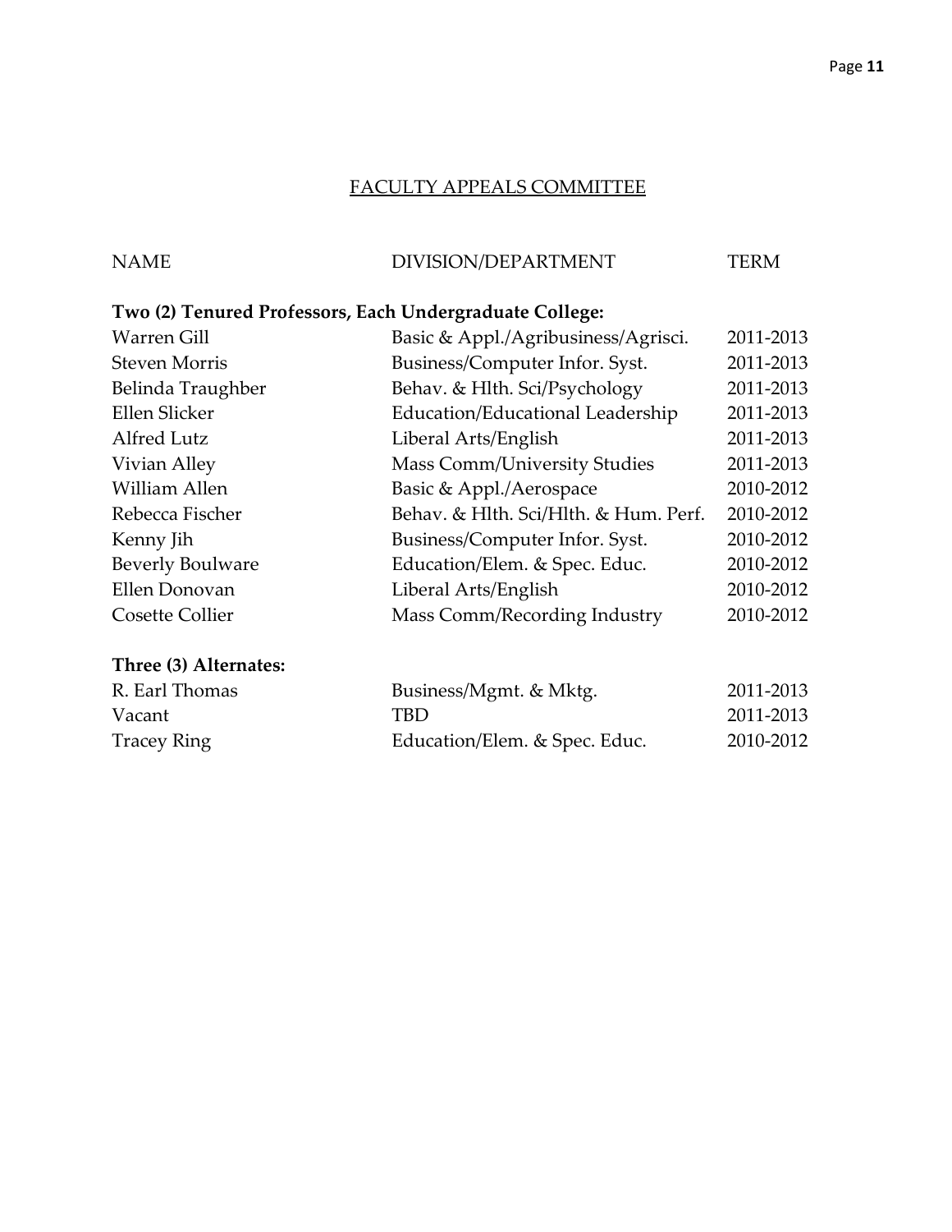## FACULTY APPEALS COMMITTEE

| NAME | DIVISION/DEPARTMENT | TERM |
|---|---|---|
| **Two (2) Tenured Professors, Each Undergraduate College:** | | |
| Warren Gill | Basic & Appl./Agribusiness/Agrisci. | 2011-2013 |
| Steven Morris | Business/Computer Infor. Syst. | 2011-2013 |
| Belinda Traughber | Behav. & Hlth. Sci/Psychology | 2011-2013 |
| Ellen Slicker | Education/Educational Leadership | 2011-2013 |
| Alfred Lutz | Liberal Arts/English | 2011-2013 |
| Vivian Alley | Mass Comm/University Studies | 2011-2013 |
| William Allen | Basic & Appl./Aerospace | 2010-2012 |
| Rebecca Fischer | Behav. & Hlth. Sci/Hlth. & Hum. Perf. | 2010-2012 |
| Kenny Jih | Business/Computer Infor. Syst. | 2010-2012 |
| Beverly Boulware | Education/Elem. & Spec. Educ. | 2010-2012 |
| Ellen Donovan | Liberal Arts/English | 2010-2012 |
| Cosette Collier | Mass Comm/Recording Industry | 2010-2012 |
| **Three (3) Alternates:** | | |
| R. Earl Thomas | Business/Mgmt. & Mktg. | 2011-2013 |
| Vacant | TBD | 2011-2013 |
| Tracey Ring | Education/Elem. & Spec. Educ. | 2010-2012 |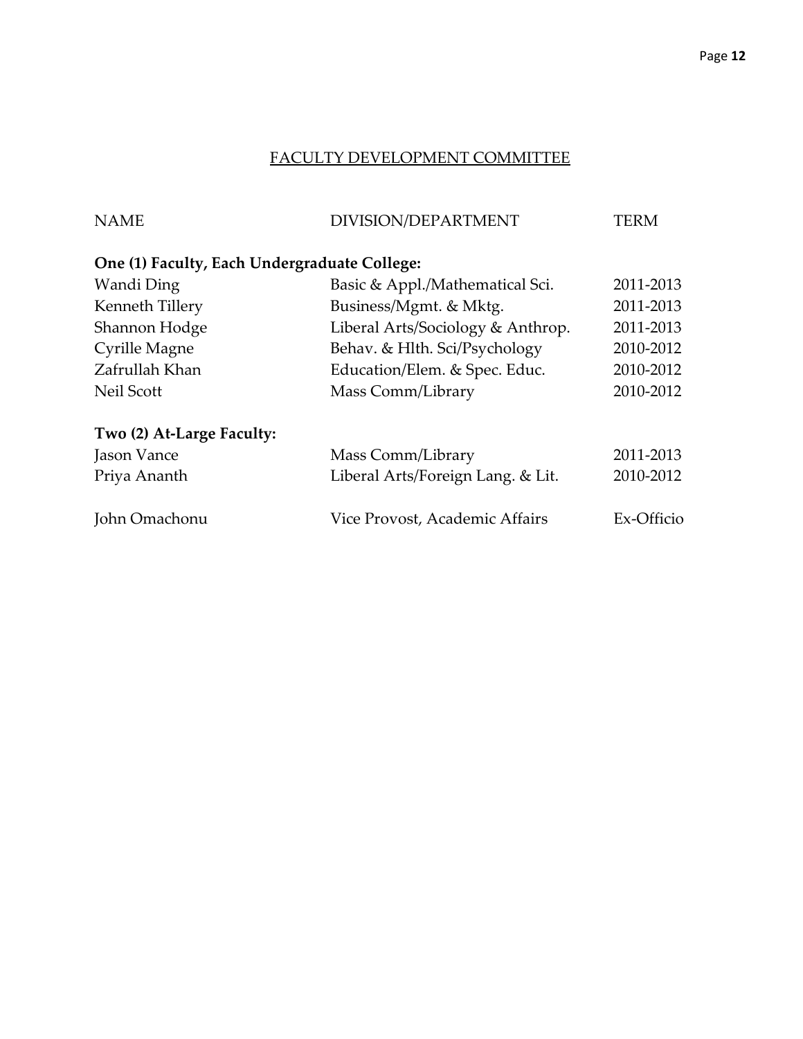## FACULTY DEVELOPMENT COMMITTEE

| NAME | DIVISION/DEPARTMENT | TERM |
|---|---|---|
| **One (1) Faculty, Each Undergraduate College:** | | |
| Wandi Ding | Basic & Appl./Mathematical Sci. | 2011-2013 |
| Kenneth Tillery | Business/Mgmt. & Mktg. | 2011-2013 |
| Shannon Hodge | Liberal Arts/Sociology & Anthrop. | 2011-2013 |
| Cyrille Magne | Behav. & Hlth. Sci/Psychology | 2010-2012 |
| Zafrullah Khan | Education/Elem. & Spec. Educ. | 2010-2012 |
| Neil Scott | Mass Comm/Library | 2010-2012 |
| **Two (2) At-Large Faculty:** | | |
| Jason Vance | Mass Comm/Library | 2011-2013 |
| Priya Ananth | Liberal Arts/Foreign Lang. & Lit. | 2010-2012 |
| John Omachonu | Vice Provost, Academic Affairs | Ex-Officio |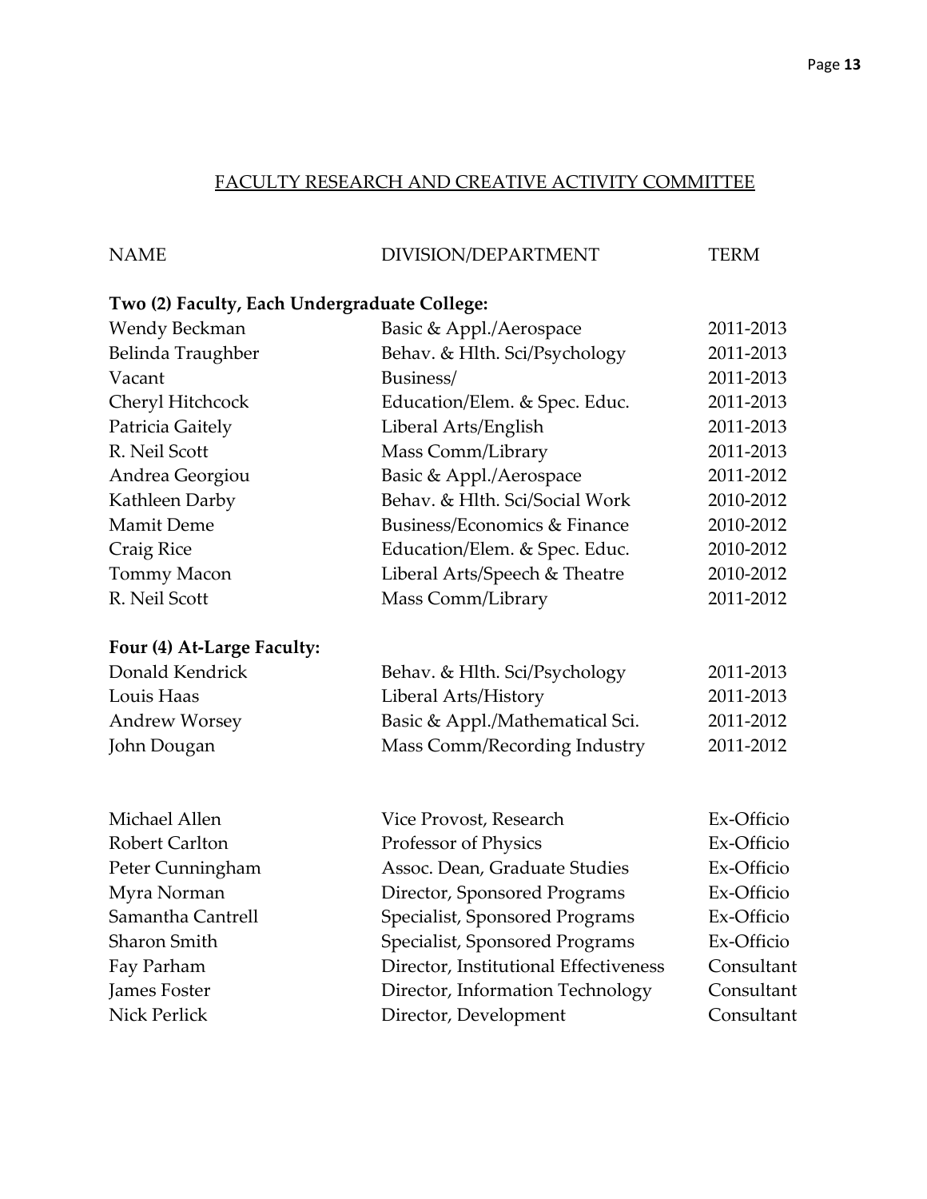## FACULTY RESEARCH AND CREATIVE ACTIVITY COMMITTEE

| NAME | DIVISION/DEPARTMENT | TERM |
|---|---|---|
| **Two (2) Faculty, Each Undergraduate College:** | | |
| Wendy Beckman | Basic & Appl./Aerospace | 2011-2013 |
| Belinda Traughber | Behav. & Hlth. Sci/Psychology | 2011-2013 |
| Vacant | Business/ | 2011-2013 |
| Cheryl Hitchcock | Education/Elem. & Spec. Educ. | 2011-2013 |
| Patricia Gaitely | Liberal Arts/English | 2011-2013 |
| R. Neil Scott | Mass Comm/Library | 2011-2013 |
| Andrea Georgiou | Basic & Appl./Aerospace | 2011-2012 |
| Kathleen Darby | Behav. & Hlth. Sci/Social Work | 2010-2012 |
| Mamit Deme | Business/Economics & Finance | 2010-2012 |
| Craig Rice | Education/Elem. & Spec. Educ. | 2010-2012 |
| Tommy Macon | Liberal Arts/Speech & Theatre | 2010-2012 |
| R. Neil Scott | Mass Comm/Library | 2011-2012 |
| **Four (4) At-Large Faculty:** | | |
| Donald Kendrick | Behav. & Hlth. Sci/Psychology | 2011-2013 |
| Louis Haas | Liberal Arts/History | 2011-2013 |
| Andrew Worsey | Basic & Appl./Mathematical Sci. | 2011-2012 |
| John Dougan | Mass Comm/Recording Industry | 2011-2012 |
| | | |
| Michael Allen | Vice Provost, Research | Ex-Officio |
| Robert Carlton | Professor of Physics | Ex-Officio |
| Peter Cunningham | Assoc. Dean, Graduate Studies | Ex-Officio |
| Myra Norman | Director, Sponsored Programs | Ex-Officio |
| Samantha Cantrell | Specialist, Sponsored Programs | Ex-Officio |
| Sharon Smith | Specialist, Sponsored Programs | Ex-Officio |
| Fay Parham | Director, Institutional Effectiveness | Consultant |
| James Foster | Director, Information Technology | Consultant |
| Nick Perlick | Director, Development | Consultant |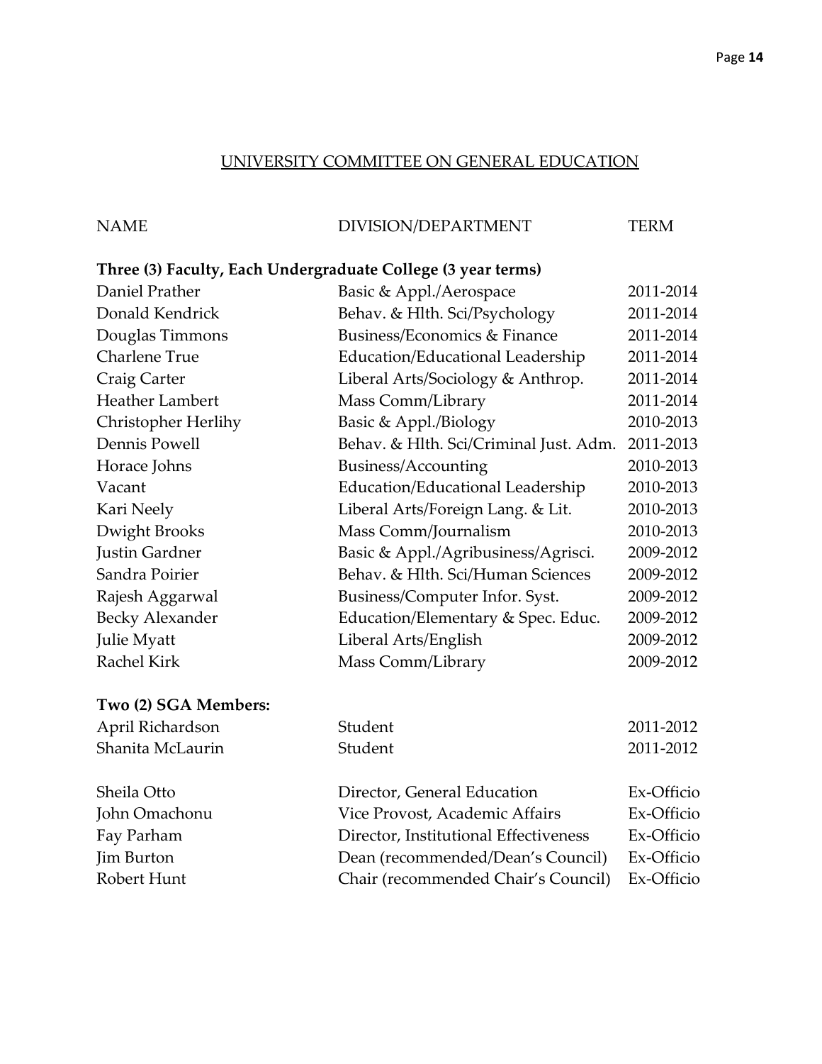## UNIVERSITY COMMITTEE ON GENERAL EDUCATION

| NAME | DIVISION/DEPARTMENT | TERM |
| --- | --- | --- |
| **Three (3) Faculty, Each Undergraduate College (3 year terms)** | | |
| Daniel Prather | Basic & Appl./Aerospace | 2011-2014 |
| Donald Kendrick | Behav. & Hlth. Sci/Psychology | 2011-2014 |
| Douglas Timmons | Business/Economics & Finance | 2011-2014 |
| Charlene True | Education/Educational Leadership | 2011-2014 |
| Craig Carter | Liberal Arts/Sociology & Anthrop. | 2011-2014 |
| Heather Lambert | Mass Comm/Library | 2011-2014 |
| Christopher Herlihy | Basic & Appl./Biology | 2010-2013 |
| Dennis Powell | Behav. & Hlth. Sci/Criminal Just. Adm. | 2011-2013 |
| Horace Johns | Business/Accounting | 2010-2013 |
| Vacant | Education/Educational Leadership | 2010-2013 |
| Kari Neely | Liberal Arts/Foreign Lang. & Lit. | 2010-2013 |
| Dwight Brooks | Mass Comm/Journalism | 2010-2013 |
| Justin Gardner | Basic & Appl./Agribusiness/Agrisci. | 2009-2012 |
| Sandra Poirier | Behav. & Hlth. Sci/Human Sciences | 2009-2012 |
| Rajesh Aggarwal | Business/Computer Infor. Syst. | 2009-2012 |
| Becky Alexander | Education/Elementary & Spec. Educ. | 2009-2012 |
| Julie Myatt | Liberal Arts/English | 2009-2012 |
| Rachel Kirk | Mass Comm/Library | 2009-2012 |
| **Two (2) SGA Members:** | | |
| April Richardson | Student | 2011-2012 |
| Shanita McLaurin | Student | 2011-2012 |
| Sheila Otto | Director, General Education | Ex-Officio |
| John Omachonu | Vice Provost, Academic Affairs | Ex-Officio |
| Fay Parham | Director, Institutional Effectiveness | Ex-Officio |
| Jim Burton | Dean (recommended/Dean's Council) | Ex-Officio |
| Robert Hunt | Chair (recommended Chair's Council) | Ex-Officio |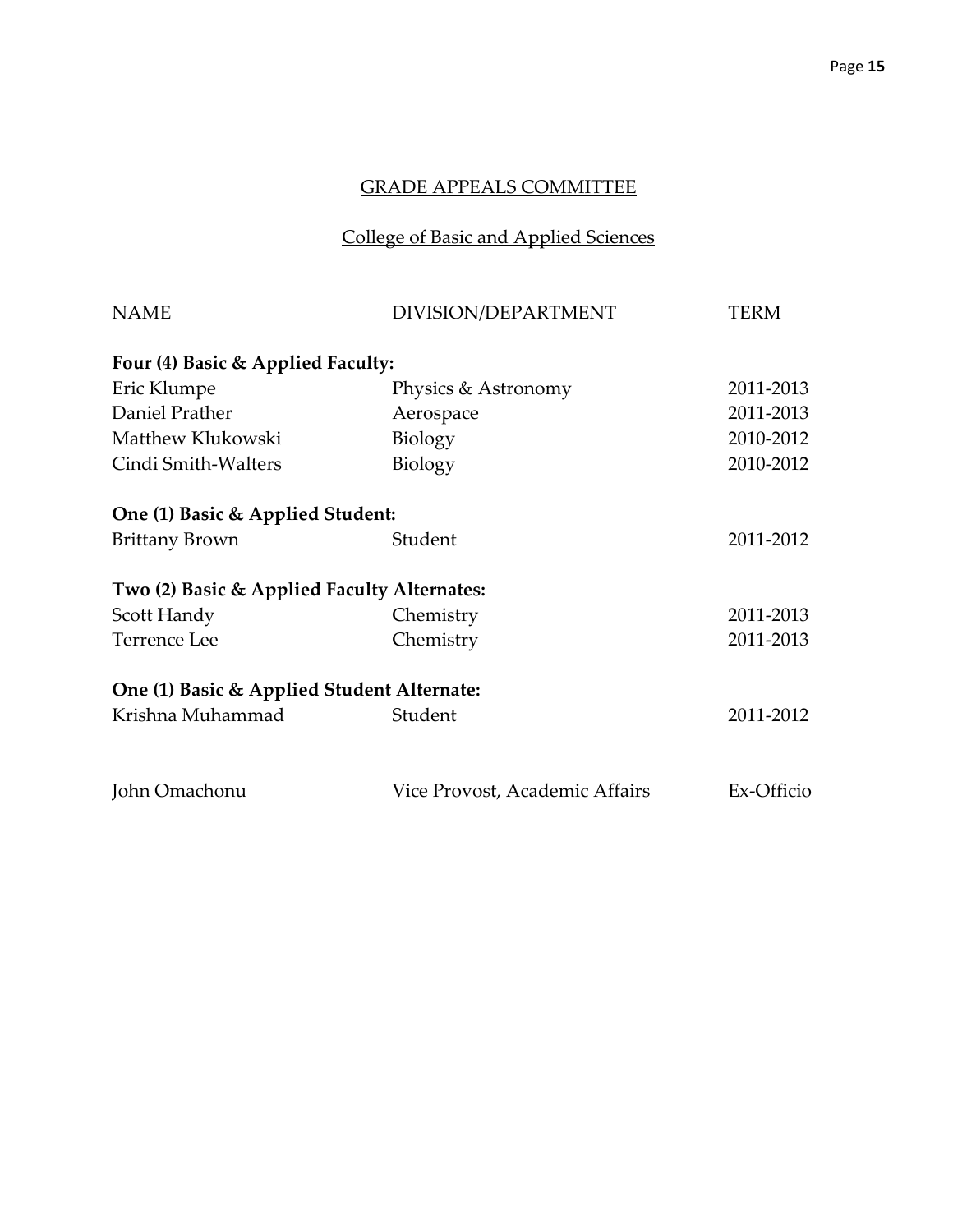## GRADE APPEALS COMMITTEE

### College of Basic and Applied Sciences

| NAME | DIVISION/DEPARTMENT | TERM |
|---|---|---|
| **Four (4) Basic & Applied Faculty:** | | |
| Eric Klumpe | Physics & Astronomy | 2011-2013 |
| Daniel Prather | Aerospace | 2011-2013 |
| Matthew Klukowski | Biology | 2010-2012 |
| Cindi Smith-Walters | Biology | 2010-2012 |
| **One (1) Basic & Applied Student:** | | |
| Brittany Brown | Student | 2011-2012 |
| **Two (2) Basic & Applied Faculty Alternates:** | | |
| Scott Handy | Chemistry | 2011-2013 |
| Terrence Lee | Chemistry | 2011-2013 |
| **One (1) Basic & Applied Student Alternate:** | | |
| Krishna Muhammad | Student | 2011-2012 |
| John Omachonu | Vice Provost, Academic Affairs | Ex-Officio |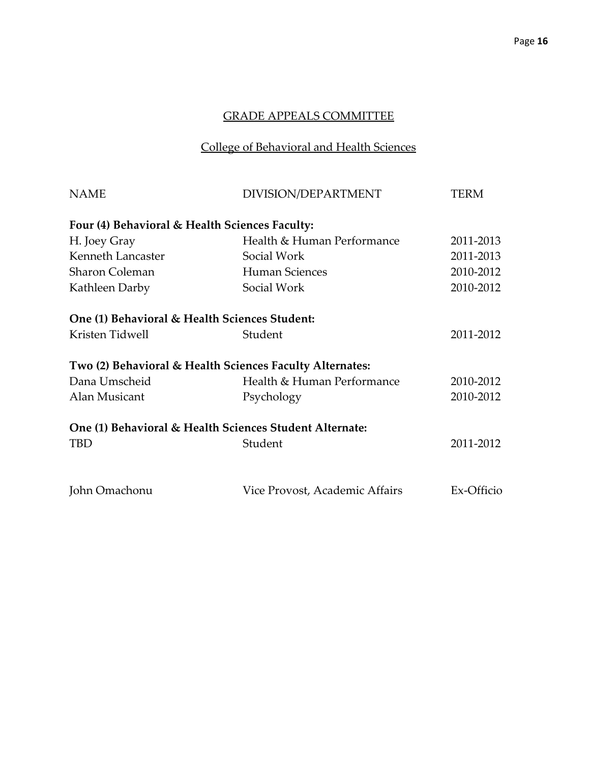## GRADE APPEALS COMMITTEE

### College of Behavioral and Health Sciences

| NAME | DIVISION/DEPARTMENT | TERM |
|---|---|---|
| **Four (4) Behavioral & Health Sciences Faculty:** | | |
| H. Joey Gray | Health & Human Performance | 2011-2013 |
| Kenneth Lancaster | Social Work | 2011-2013 |
| Sharon Coleman | Human Sciences | 2010-2012 |
| Kathleen Darby | Social Work | 2010-2012 |
| **One (1) Behavioral & Health Sciences Student:** | | |
| Kristen Tidwell | Student | 2011-2012 |
| **Two (2) Behavioral & Health Sciences Faculty Alternates:** | | |
| Dana Umscheid | Health & Human Performance | 2010-2012 |
| Alan Musicant | Psychology | 2010-2012 |
| **One (1) Behavioral & Health Sciences Student Alternate:** | | |
| TBD | Student | 2011-2012 |
| John Omachonu | Vice Provost, Academic Affairs | Ex-Officio |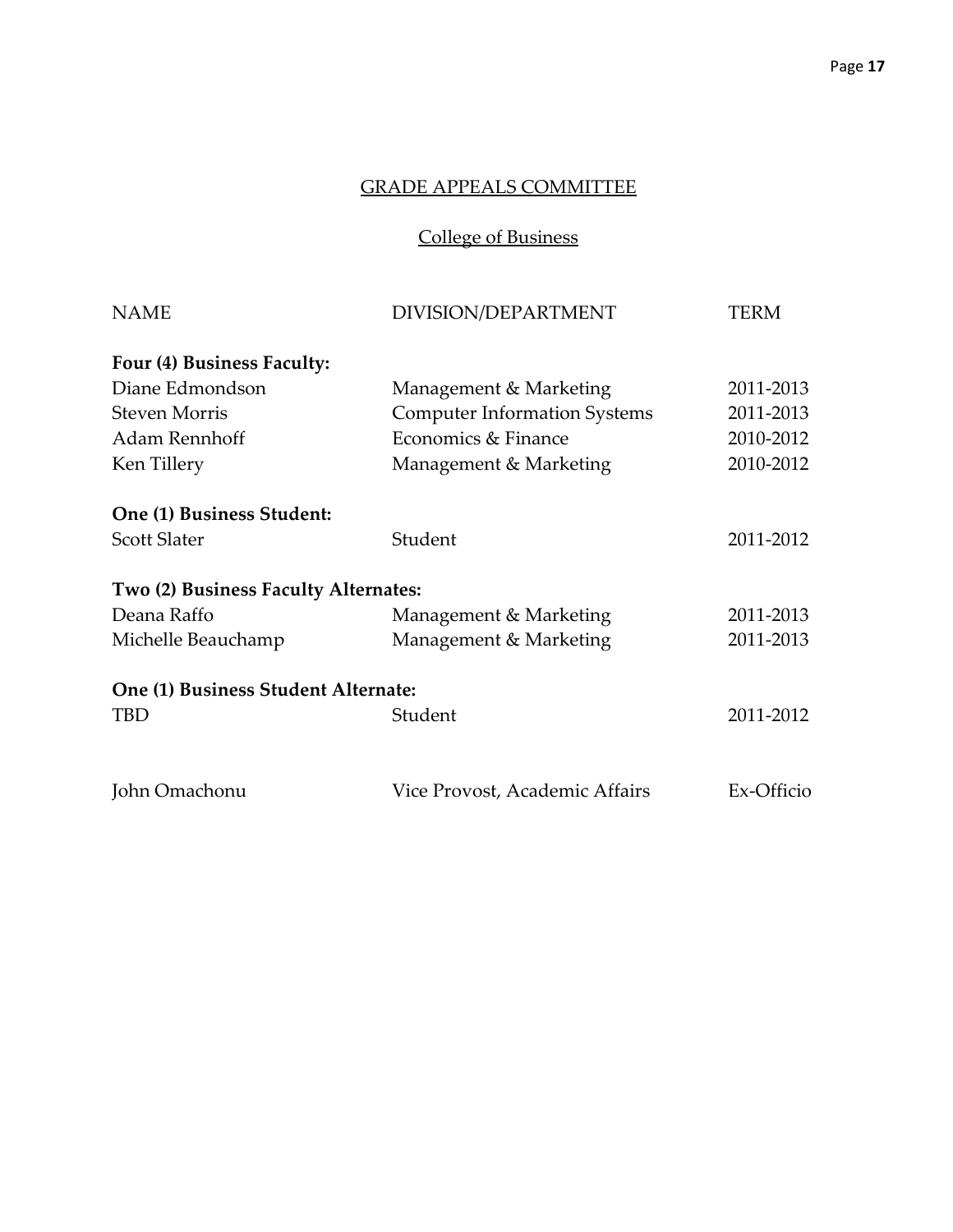## GRADE APPEALS COMMITTEE

### College of Business

| NAME | DIVISION/DEPARTMENT | TERM |
|---|---|---|
| **Four (4) Business Faculty:** | | |
| Diane Edmondson | Management & Marketing | 2011-2013 |
| Steven Morris | Computer Information Systems | 2011-2013 |
| Adam Rennhoff | Economics & Finance | 2010-2012 |
| Ken Tillery | Management & Marketing | 2010-2012 |
| **One (1) Business Student:** | | |
| Scott Slater | Student | 2011-2012 |
| **Two (2) Business Faculty Alternates:** | | |
| Deana Raffo | Management & Marketing | 2011-2013 |
| Michelle Beauchamp | Management & Marketing | 2011-2013 |
| **One (1) Business Student Alternate:** | | |
| TBD | Student | 2011-2012 |
| John Omachonu | Vice Provost, Academic Affairs | Ex-Officio |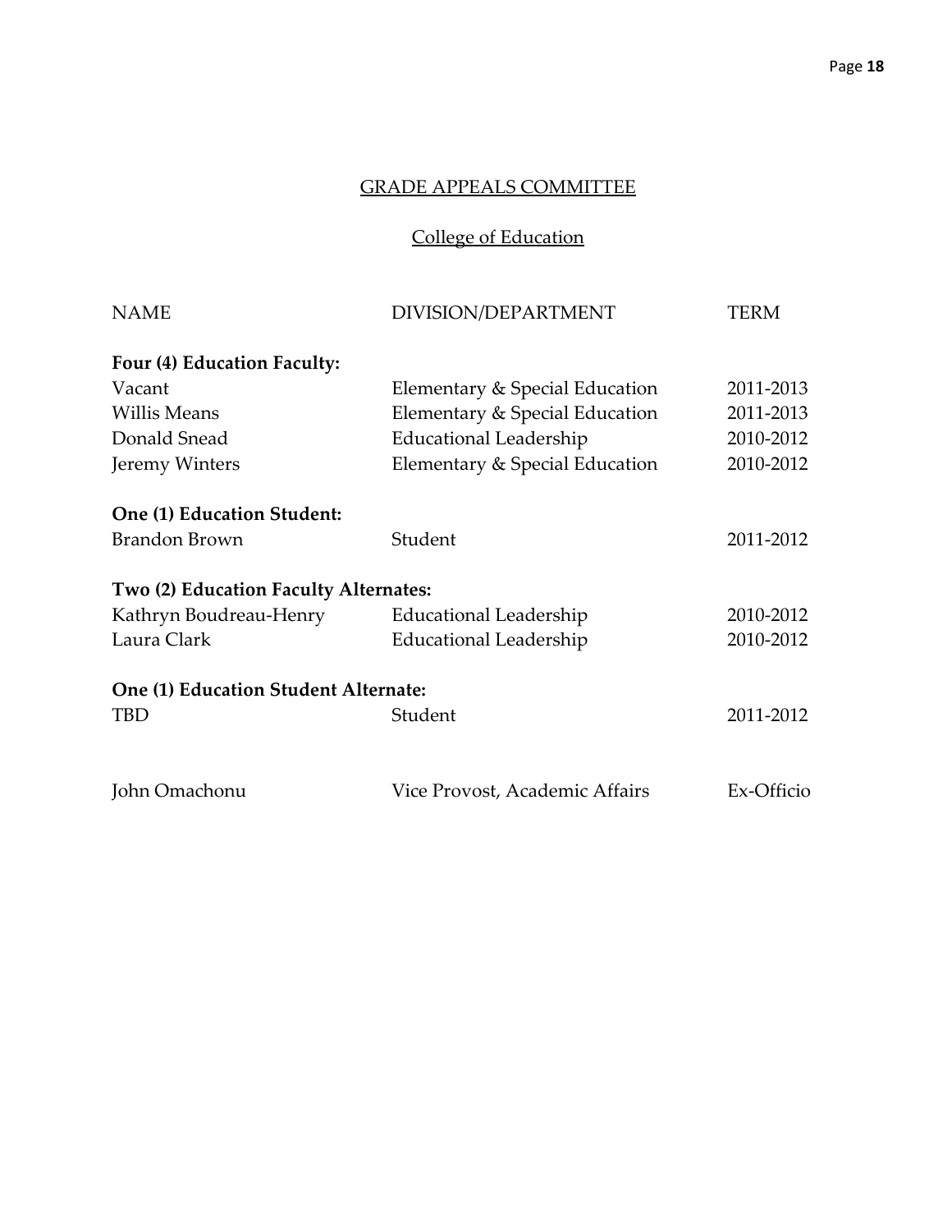## GRADE APPEALS COMMITTEE

### College of Education

| NAME | DIVISION/DEPARTMENT | TERM |
| --- | --- | --- |
| **Four (4) Education Faculty:** | | |
| Vacant | Elementary & Special Education | 2011-2013 |
| Willis Means | Elementary & Special Education | 2011-2013 |
| Donald Snead | Educational Leadership | 2010-2012 |
| Jeremy Winters | Elementary & Special Education | 2010-2012 |
| **One (1) Education Student:** | | |
| Brandon Brown | Student | 2011-2012 |
| **Two (2) Education Faculty Alternates:** | | |
| Kathryn Boudreau-Henry | Educational Leadership | 2010-2012 |
| Laura Clark | Educational Leadership | 2010-2012 |
| **One (1) Education Student Alternate:** | | |
| TBD | Student | 2011-2012 |
| John Omachonu | Vice Provost, Academic Affairs | Ex-Officio |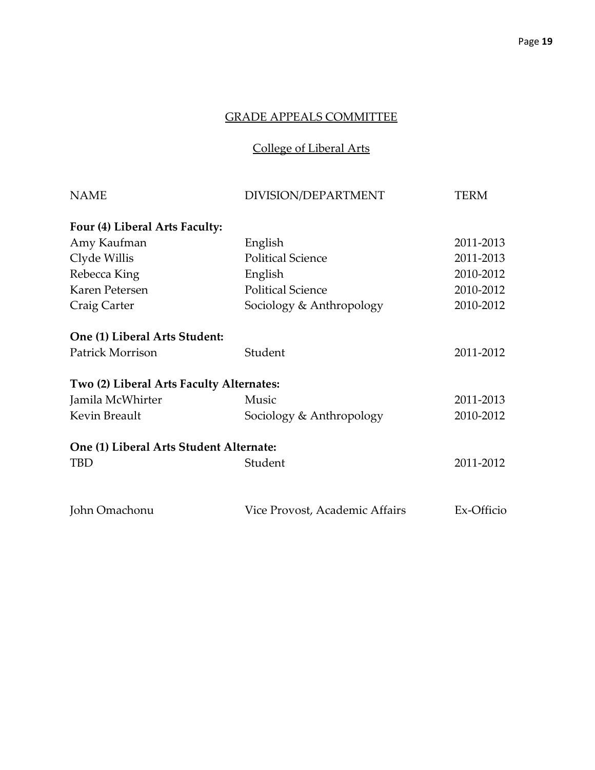# GRADE APPEALS COMMITTEE

## College of Liberal Arts

| NAME | DIVISION/DEPARTMENT | TERM |
| --- | --- | --- |
| **Four (4) Liberal Arts Faculty:** | | |
| Amy Kaufman | English | 2011-2013 |
| Clyde Willis | Political Science | 2011-2013 |
| Rebecca King | English | 2010-2012 |
| Karen Petersen | Political Science | 2010-2012 |
| Craig Carter | Sociology & Anthropology | 2010-2012 |
| **One (1) Liberal Arts Student:** | | |
| Patrick Morrison | Student | 2011-2012 |
| **Two (2) Liberal Arts Faculty Alternates:** | | |
| Jamila McWhirter | Music | 2011-2013 |
| Kevin Breault | Sociology & Anthropology | 2010-2012 |
| **One (1) Liberal Arts Student Alternate:** | | |
| TBD | Student | 2011-2012 |
| John Omachonu | Vice Provost, Academic Affairs | Ex-Officio |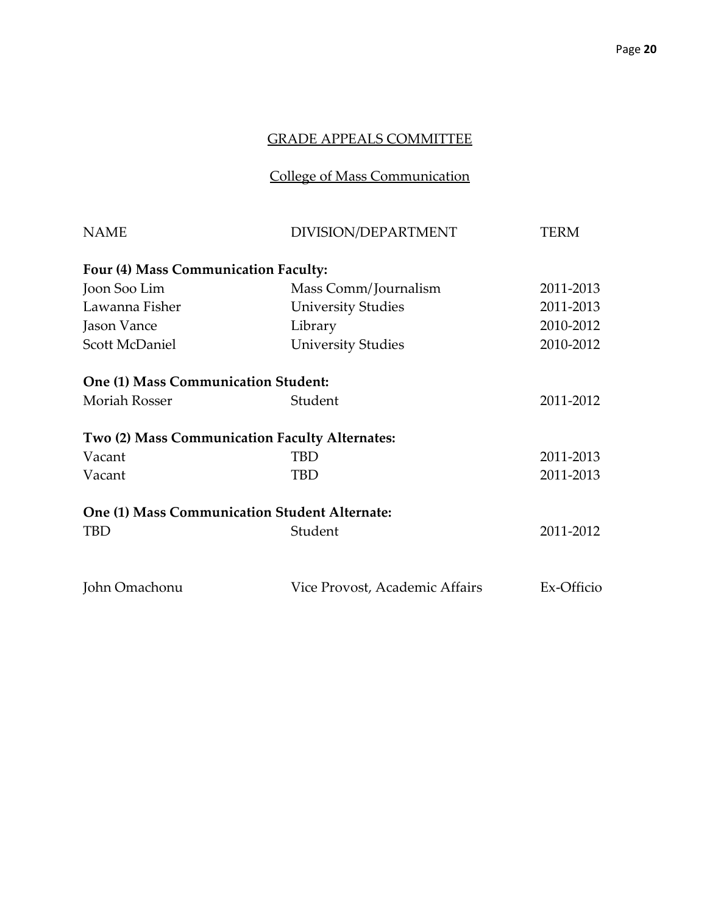## GRADE APPEALS COMMITTEE

## College of Mass Communication

| NAME | DIVISION/DEPARTMENT | TERM |
|---|---|---|
| **Four (4) Mass Communication Faculty:** | | |
| Joon Soo Lim | Mass Comm/Journalism | 2011-2013 |
| Lawanna Fisher | University Studies | 2011-2013 |
| Jason Vance | Library | 2010-2012 |
| Scott McDaniel | University Studies | 2010-2012 |
| **One (1) Mass Communication Student:** | | |
| Moriah Rosser | Student | 2011-2012 |
| **Two (2) Mass Communication Faculty Alternates:** | | |
| Vacant | TBD | 2011-2013 |
| Vacant | TBD | 2011-2013 |
| **One (1) Mass Communication Student Alternate:** | | |
| TBD | Student | 2011-2012 |
| John Omachonu | Vice Provost, Academic Affairs | Ex-Officio |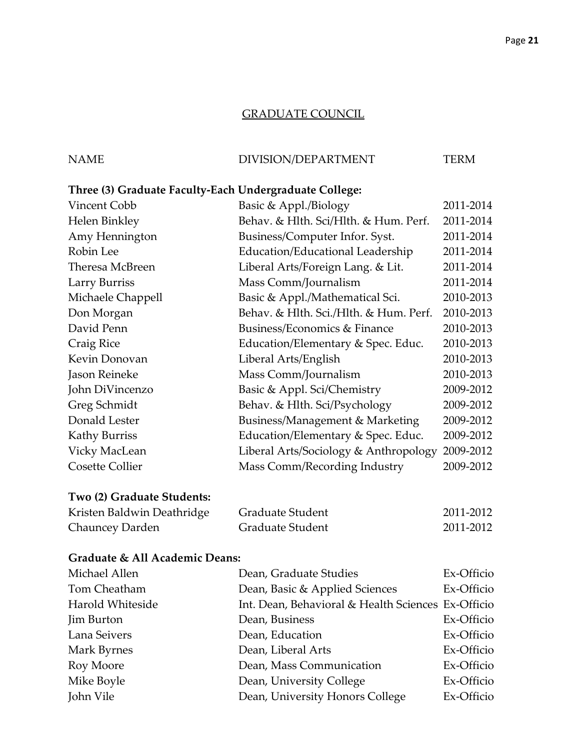## GRADUATE COUNCIL

| NAME | DIVISION/DEPARTMENT | TERM |
|---|---|---|
| **Three (3) Graduate Faculty-Each Undergraduate College:** | | |
| Vincent Cobb | Basic & Appl./Biology | 2011-2014 |
| Helen Binkley | Behav. & Hlth. Sci/Hlth. & Hum. Perf. | 2011-2014 |
| Amy Hennington | Business/Computer Infor. Syst. | 2011-2014 |
| Robin Lee | Education/Educational Leadership | 2011-2014 |
| Theresa McBreen | Liberal Arts/Foreign Lang. & Lit. | 2011-2014 |
| Larry Burriss | Mass Comm/Journalism | 2011-2014 |
| Michaele Chappell | Basic & Appl./Mathematical Sci. | 2010-2013 |
| Don Morgan | Behav. & Hlth. Sci./Hlth. & Hum. Perf. | 2010-2013 |
| David Penn | Business/Economics & Finance | 2010-2013 |
| Craig Rice | Education/Elementary & Spec. Educ. | 2010-2013 |
| Kevin Donovan | Liberal Arts/English | 2010-2013 |
| Jason Reineke | Mass Comm/Journalism | 2010-2013 |
| John DiVincenzo | Basic & Appl. Sci/Chemistry | 2009-2012 |
| Greg Schmidt | Behav. & Hlth. Sci/Psychology | 2009-2012 |
| Donald Lester | Business/Management & Marketing | 2009-2012 |
| Kathy Burriss | Education/Elementary & Spec. Educ. | 2009-2012 |
| Vicky MacLean | Liberal Arts/Sociology & Anthropology | 2009-2012 |
| Cosette Collier | Mass Comm/Recording Industry | 2009-2012 |
| **Two (2) Graduate Students:** | | |
| Kristen Baldwin Deathridge | Graduate Student | 2011-2012 |
| Chauncey Darden | Graduate Student | 2011-2012 |
| **Graduate & All Academic Deans:** | | |
| Michael Allen | Dean, Graduate Studies | Ex-Officio |
| Tom Cheatham | Dean, Basic & Applied Sciences | Ex-Officio |
| Harold Whiteside | Int. Dean, Behavioral & Health Sciences | Ex-Officio |
| Jim Burton | Dean, Business | Ex-Officio |
| Lana Seivers | Dean, Education | Ex-Officio |
| Mark Byrnes | Dean, Liberal Arts | Ex-Officio |
| Roy Moore | Dean, Mass Communication | Ex-Officio |
| Mike Boyle | Dean, University College | Ex-Officio |
| John Vile | Dean, University Honors College | Ex-Officio |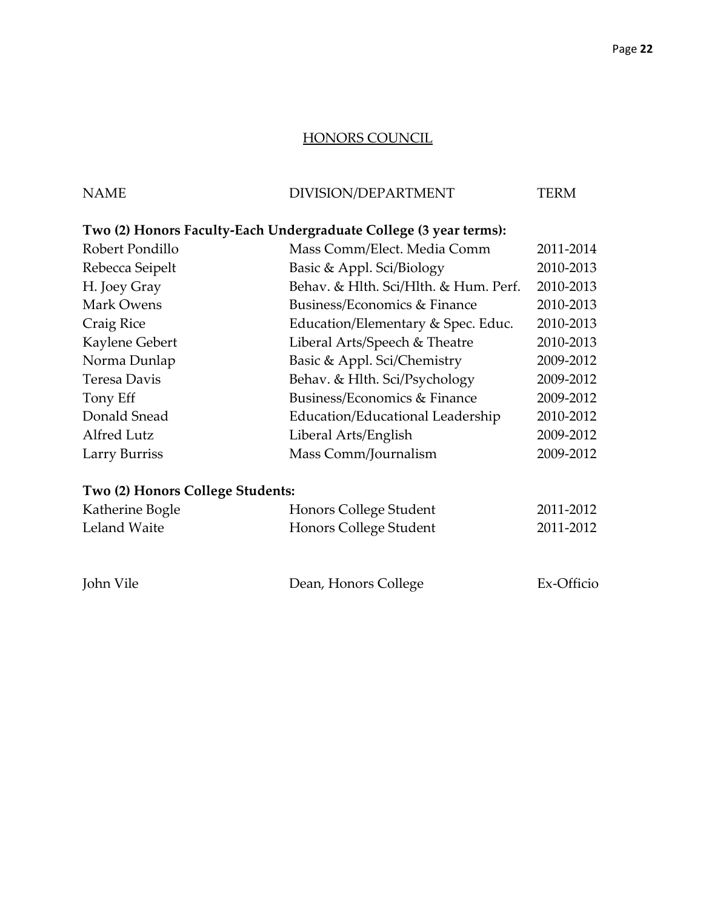## HONORS COUNCIL

| NAME | DIVISION/DEPARTMENT | TERM |
|---|---|---|
| **Two (2) Honors Faculty-Each Undergraduate College (3 year terms):** | | |
| Robert Pondillo | Mass Comm/Elect. Media Comm | 2011-2014 |
| Rebecca Seipelt | Basic & Appl. Sci/Biology | 2010-2013 |
| H. Joey Gray | Behav. & Hlth. Sci/Hlth. & Hum. Perf. | 2010-2013 |
| Mark Owens | Business/Economics & Finance | 2010-2013 |
| Craig Rice | Education/Elementary & Spec. Educ. | 2010-2013 |
| Kaylene Gebert | Liberal Arts/Speech & Theatre | 2010-2013 |
| Norma Dunlap | Basic & Appl. Sci/Chemistry | 2009-2012 |
| Teresa Davis | Behav. & Hlth. Sci/Psychology | 2009-2012 |
| Tony Eff | Business/Economics & Finance | 2009-2012 |
| Donald Snead | Education/Educational Leadership | 2010-2012 |
| Alfred Lutz | Liberal Arts/English | 2009-2012 |
| Larry Burriss | Mass Comm/Journalism | 2009-2012 |
| **Two (2) Honors College Students:** | | |
| Katherine Bogle | Honors College Student | 2011-2012 |
| Leland Waite | Honors College Student | 2011-2012 |
| John Vile | Dean, Honors College | Ex-Officio |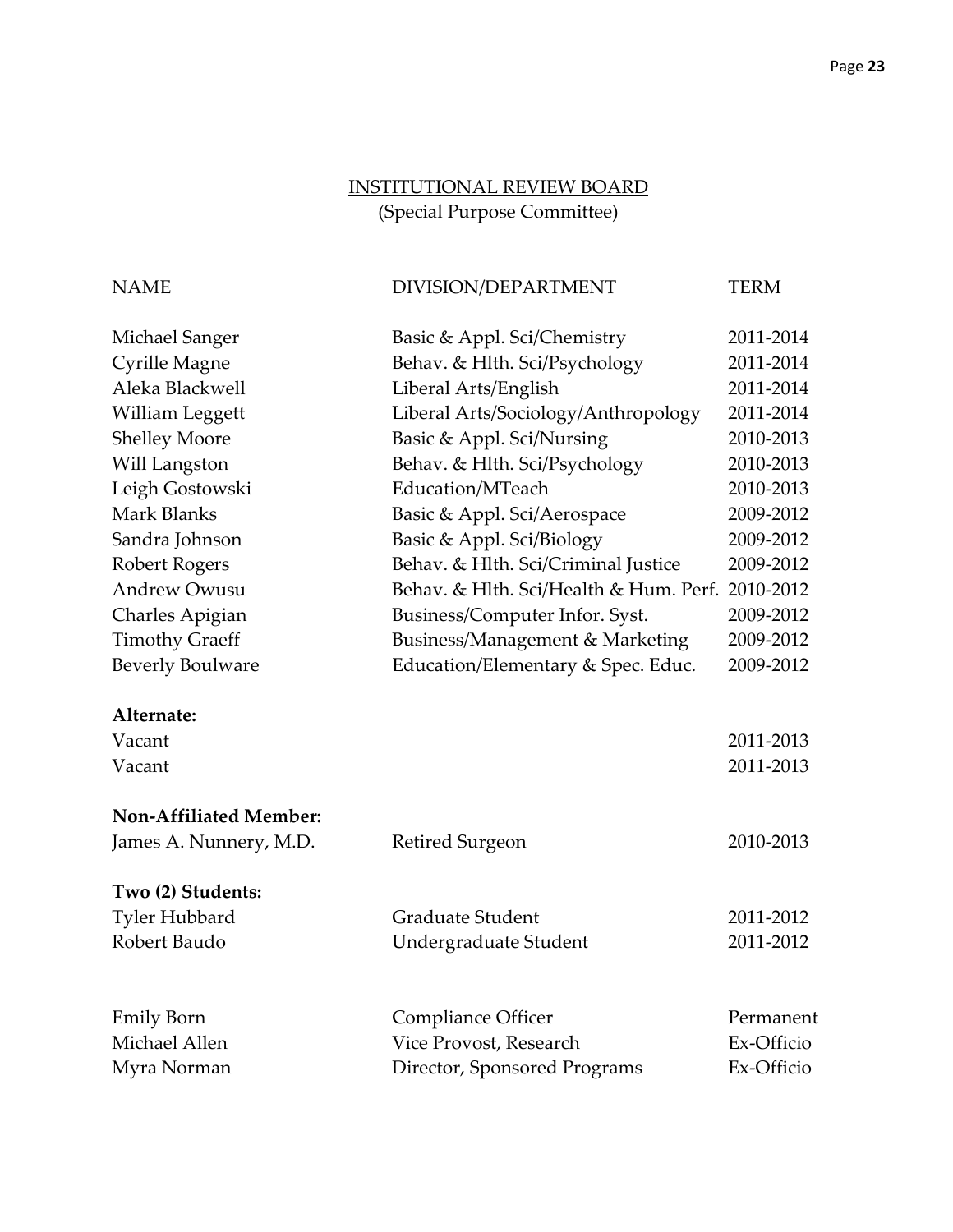## INSTITUTIONAL REVIEW BOARD

(Special Purpose Committee)

| NAME | DIVISION/DEPARTMENT | TERM |
|---|---|---|
| Michael Sanger | Basic & Appl. Sci/Chemistry | 2011-2014 |
| Cyrille Magne | Behav. & Hlth. Sci/Psychology | 2011-2014 |
| Aleka Blackwell | Liberal Arts/English | 2011-2014 |
| William Leggett | Liberal Arts/Sociology/Anthropology | 2011-2014 |
| Shelley Moore | Basic & Appl. Sci/Nursing | 2010-2013 |
| Will Langston | Behav. & Hlth. Sci/Psychology | 2010-2013 |
| Leigh Gostowski | Education/MTeach | 2010-2013 |
| Mark Blanks | Basic & Appl. Sci/Aerospace | 2009-2012 |
| Sandra Johnson | Basic & Appl. Sci/Biology | 2009-2012 |
| Robert Rogers | Behav. & Hlth. Sci/Criminal Justice | 2009-2012 |
| Andrew Owusu | Behav. & Hlth. Sci/Health & Hum. Perf. | 2010-2012 |
| Charles Apigian | Business/Computer Infor. Syst. | 2009-2012 |
| Timothy Graeff | Business/Management & Marketing | 2009-2012 |
| Beverly Boulware | Education/Elementary & Spec. Educ. | 2009-2012 |
| **Alternate:** | | |
| Vacant | | 2011-2013 |
| Vacant | | 2011-2013 |
| **Non-Affiliated Member:** | | |
| James A. Nunnery, M.D. | Retired Surgeon | 2010-2013 |
| **Two (2) Students:** | | |
| Tyler Hubbard | Graduate Student | 2011-2012 |
| Robert Baudo | Undergraduate Student | 2011-2012 |
| Emily Born | Compliance Officer | Permanent |
| Michael Allen | Vice Provost, Research | Ex-Officio |
| Myra Norman | Director, Sponsored Programs | Ex-Officio |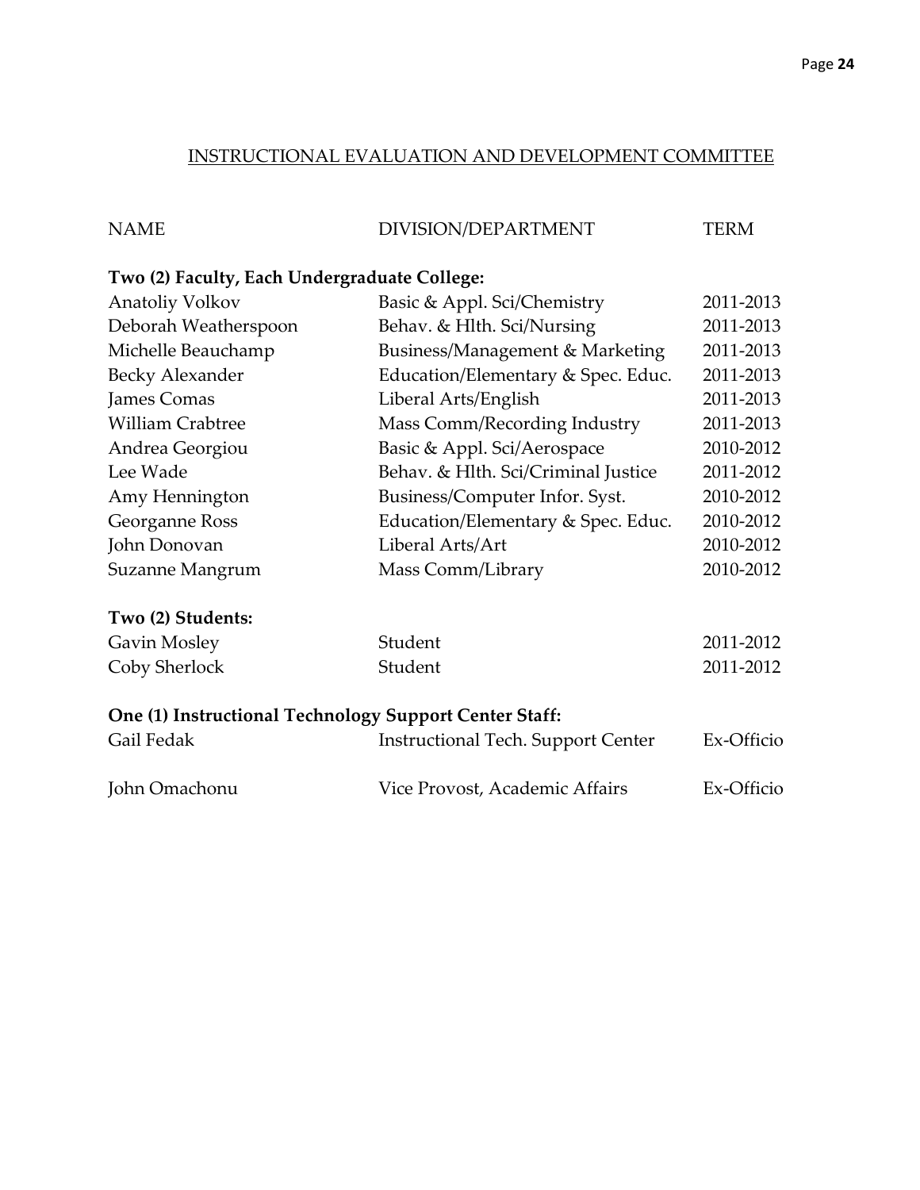## INSTRUCTIONAL EVALUATION AND DEVELOPMENT COMMITTEE

| NAME | DIVISION/DEPARTMENT | TERM |
|---|---|---|
| **Two (2) Faculty, Each Undergraduate College:** | | |
| Anatoliy Volkov | Basic & Appl. Sci/Chemistry | 2011-2013 |
| Deborah Weatherspoon | Behav. & Hlth. Sci/Nursing | 2011-2013 |
| Michelle Beauchamp | Business/Management & Marketing | 2011-2013 |
| Becky Alexander | Education/Elementary & Spec. Educ. | 2011-2013 |
| James Comas | Liberal Arts/English | 2011-2013 |
| William Crabtree | Mass Comm/Recording Industry | 2011-2013 |
| Andrea Georgiou | Basic & Appl. Sci/Aerospace | 2010-2012 |
| Lee Wade | Behav. & Hlth. Sci/Criminal Justice | 2011-2012 |
| Amy Hennington | Business/Computer Infor. Syst. | 2010-2012 |
| Georganne Ross | Education/Elementary & Spec. Educ. | 2010-2012 |
| John Donovan | Liberal Arts/Art | 2010-2012 |
| Suzanne Mangrum | Mass Comm/Library | 2010-2012 |
| **Two (2) Students:** | | |
| Gavin Mosley | Student | 2011-2012 |
| Coby Sherlock | Student | 2011-2012 |
| **One (1) Instructional Technology Support Center Staff:** | | |
| Gail Fedak | Instructional Tech. Support Center | Ex-Officio |
| John Omachonu | Vice Provost, Academic Affairs | Ex-Officio |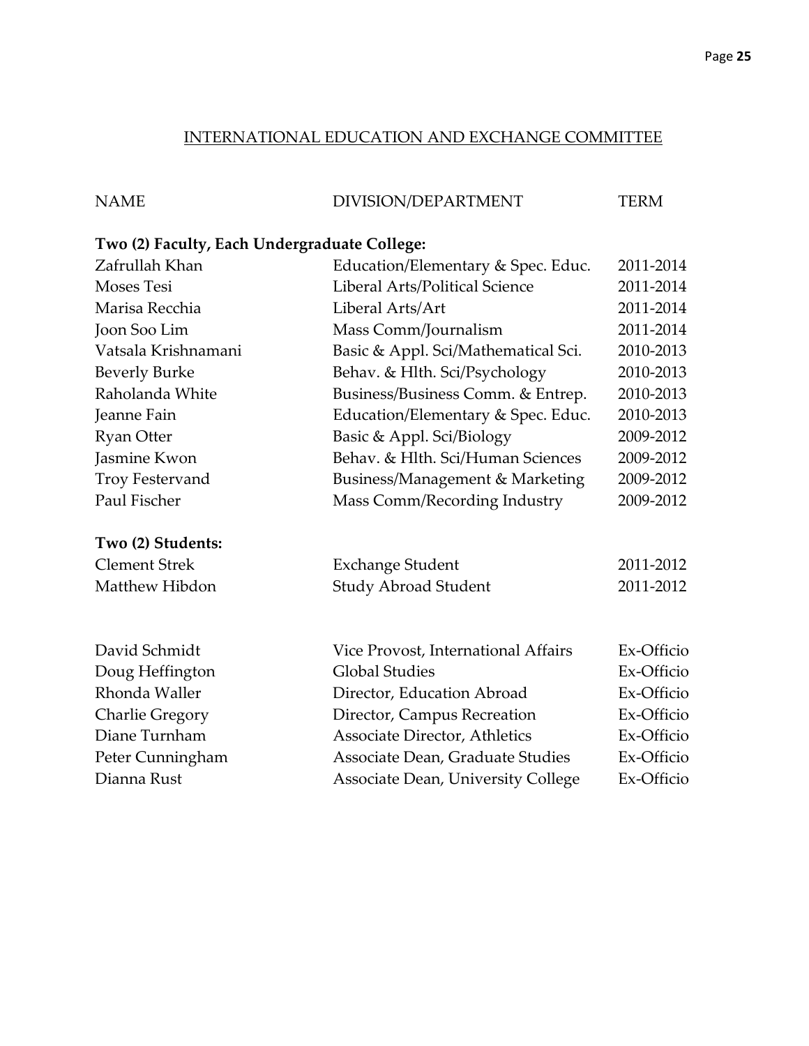# INTERNATIONAL EDUCATION AND EXCHANGE COMMITTEE

| NAME | DIVISION/DEPARTMENT | TERM |
|---|---|---|
| **Two (2) Faculty, Each Undergraduate College:** | | |
| Zafrullah Khan | Education/Elementary & Spec. Educ. | 2011-2014 |
| Moses Tesi | Liberal Arts/Political Science | 2011-2014 |
| Marisa Recchia | Liberal Arts/Art | 2011-2014 |
| Joon Soo Lim | Mass Comm/Journalism | 2011-2014 |
| Vatsala Krishnamani | Basic & Appl. Sci/Mathematical Sci. | 2010-2013 |
| Beverly Burke | Behav. & Hlth. Sci/Psychology | 2010-2013 |
| Raholanda White | Business/Business Comm. & Entrep. | 2010-2013 |
| Jeanne Fain | Education/Elementary & Spec. Educ. | 2010-2013 |
| Ryan Otter | Basic & Appl. Sci/Biology | 2009-2012 |
| Jasmine Kwon | Behav. & Hlth. Sci/Human Sciences | 2009-2012 |
| Troy Festervand | Business/Management & Marketing | 2009-2012 |
| Paul Fischer | Mass Comm/Recording Industry | 2009-2012 |
| **Two (2) Students:** | | |
| Clement Strek | Exchange Student | 2011-2012 |
| Matthew Hibdon | Study Abroad Student | 2011-2012 |
| | | |
| David Schmidt | Vice Provost, International Affairs | Ex-Officio |
| Doug Heffington | Global Studies | Ex-Officio |
| Rhonda Waller | Director, Education Abroad | Ex-Officio |
| Charlie Gregory | Director, Campus Recreation | Ex-Officio |
| Diane Turnham | Associate Director, Athletics | Ex-Officio |
| Peter Cunningham | Associate Dean, Graduate Studies | Ex-Officio |
| Dianna Rust | Associate Dean, University College | Ex-Officio |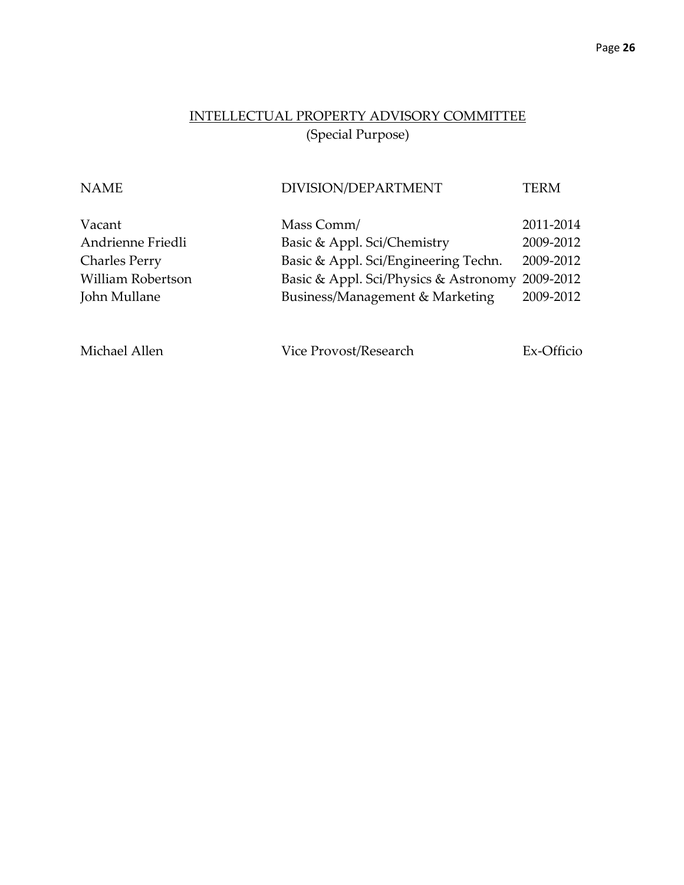## INTELLECTUAL PROPERTY ADVISORY COMMITTEE
(Special Purpose)

| NAME | DIVISION/DEPARTMENT | TERM |
|---|---|---|
| Vacant | Mass Comm/ | 2011-2014 |
| Andrienne Friedli | Basic & Appl. Sci/Chemistry | 2009-2012 |
| Charles Perry | Basic & Appl. Sci/Engineering Techn. | 2009-2012 |
| William Robertson | Basic & Appl. Sci/Physics & Astronomy | 2009-2012 |
| John Mullane | Business/Management & Marketing | 2009-2012 |
| | | |
| Michael Allen | Vice Provost/Research | Ex-Officio |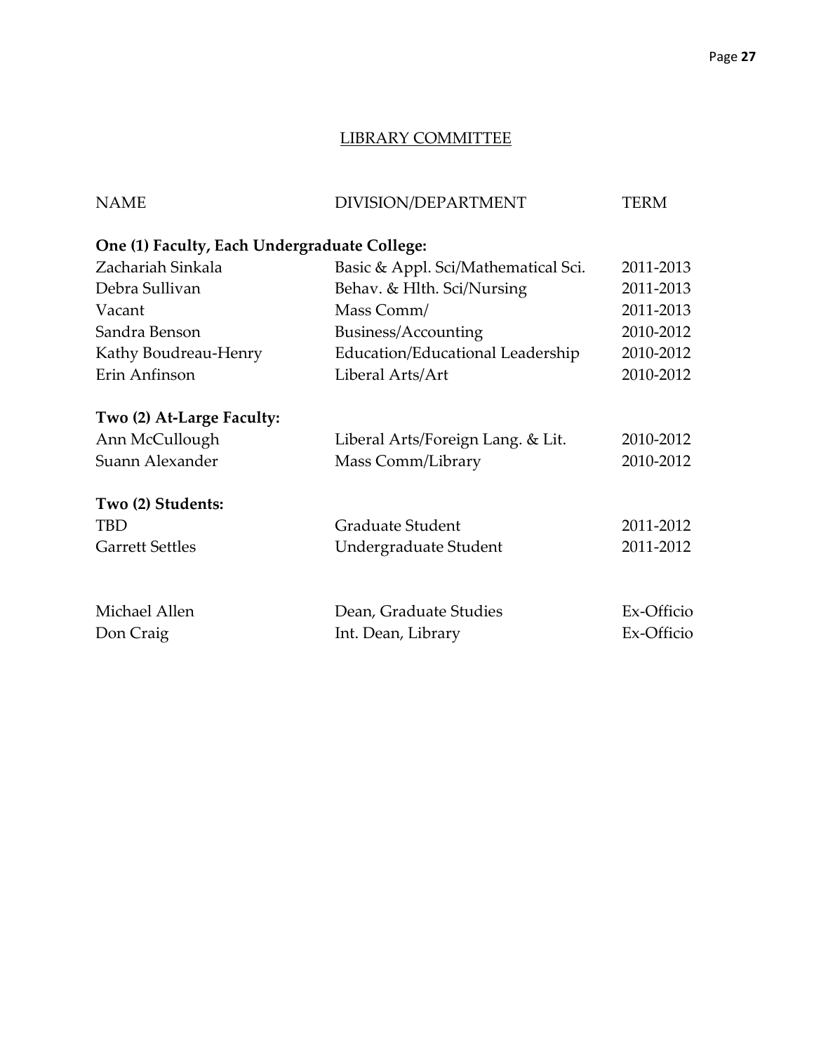## LIBRARY COMMITTEE

| NAME | DIVISION/DEPARTMENT | TERM |
|---|---|---|
| **One (1) Faculty, Each Undergraduate College:** | | |
| Zachariah Sinkala | Basic & Appl. Sci/Mathematical Sci. | 2011-2013 |
| Debra Sullivan | Behav. & Hlth. Sci/Nursing | 2011-2013 |
| Vacant | Mass Comm/ | 2011-2013 |
| Sandra Benson | Business/Accounting | 2010-2012 |
| Kathy Boudreau-Henry | Education/Educational Leadership | 2010-2012 |
| Erin Anfinson | Liberal Arts/Art | 2010-2012 |
| **Two (2) At-Large Faculty:** | | |
| Ann McCullough | Liberal Arts/Foreign Lang. & Lit. | 2010-2012 |
| Suann Alexander | Mass Comm/Library | 2010-2012 |
| **Two (2) Students:** | | |
| TBD | Graduate Student | 2011-2012 |
| Garrett Settles | Undergraduate Student | 2011-2012 |
| Michael Allen | Dean, Graduate Studies | Ex-Officio |
| Don Craig | Int. Dean, Library | Ex-Officio |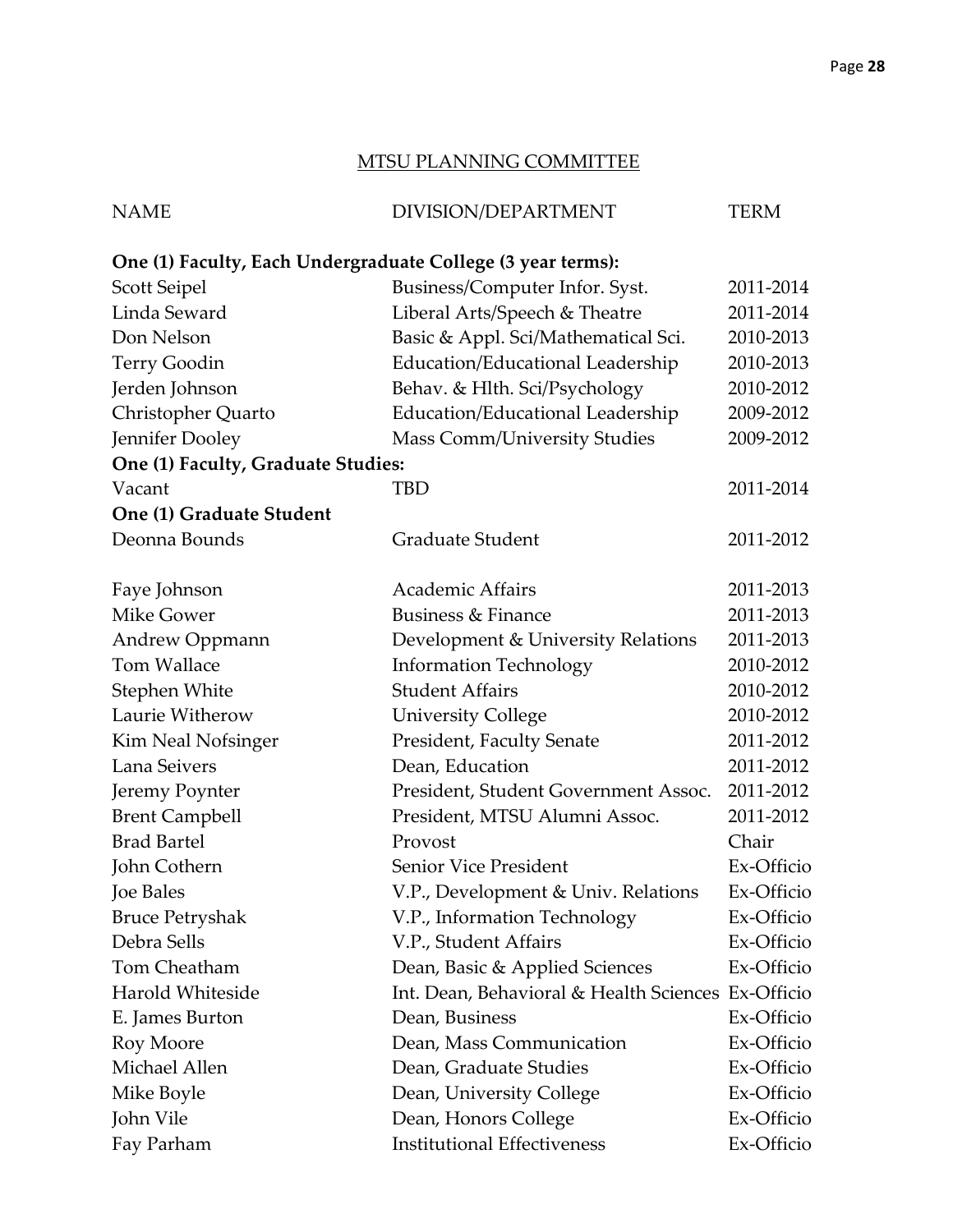## MTSU PLANNING COMMITTEE

| NAME | DIVISION/DEPARTMENT | TERM |
|---|---|---|
| **One (1) Faculty, Each Undergraduate College (3 year terms):** | | |
| Scott Seipel | Business/Computer Infor. Syst. | 2011-2014 |
| Linda Seward | Liberal Arts/Speech & Theatre | 2011-2014 |
| Don Nelson | Basic & Appl. Sci/Mathematical Sci. | 2010-2013 |
| Terry Goodin | Education/Educational Leadership | 2010-2013 |
| Jerden Johnson | Behav. & Hlth. Sci/Psychology | 2010-2012 |
| Christopher Quarto | Education/Educational Leadership | 2009-2012 |
| Jennifer Dooley | Mass Comm/University Studies | 2009-2012 |
| **One (1) Faculty, Graduate Studies:** | | |
| Vacant | TBD | 2011-2014 |
| **One (1) Graduate Student** | | |
| Deonna Bounds | Graduate Student | 2011-2012 |
| | | |
| Faye Johnson | Academic Affairs | 2011-2013 |
| Mike Gower | Business & Finance | 2011-2013 |
| Andrew Oppmann | Development & University Relations | 2011-2013 |
| Tom Wallace | Information Technology | 2010-2012 |
| Stephen White | Student Affairs | 2010-2012 |
| Laurie Witherow | University College | 2010-2012 |
| Kim Neal Nofsinger | President, Faculty Senate | 2011-2012 |
| Lana Seivers | Dean, Education | 2011-2012 |
| Jeremy Poynter | President, Student Government Assoc. | 2011-2012 |
| Brent Campbell | President, MTSU Alumni Assoc. | 2011-2012 |
| Brad Bartel | Provost | Chair |
| John Cothern | Senior Vice President | Ex-Officio |
| Joe Bales | V.P., Development & Univ. Relations | Ex-Officio |
| Bruce Petryshak | V.P., Information Technology | Ex-Officio |
| Debra Sells | V.P., Student Affairs | Ex-Officio |
| Tom Cheatham | Dean, Basic & Applied Sciences | Ex-Officio |
| Harold Whiteside | Int. Dean, Behavioral & Health Sciences | Ex-Officio |
| E. James Burton | Dean, Business | Ex-Officio |
| Roy Moore | Dean, Mass Communication | Ex-Officio |
| Michael Allen | Dean, Graduate Studies | Ex-Officio |
| Mike Boyle | Dean, University College | Ex-Officio |
| John Vile | Dean, Honors College | Ex-Officio |
| Fay Parham | Institutional Effectiveness | Ex-Officio |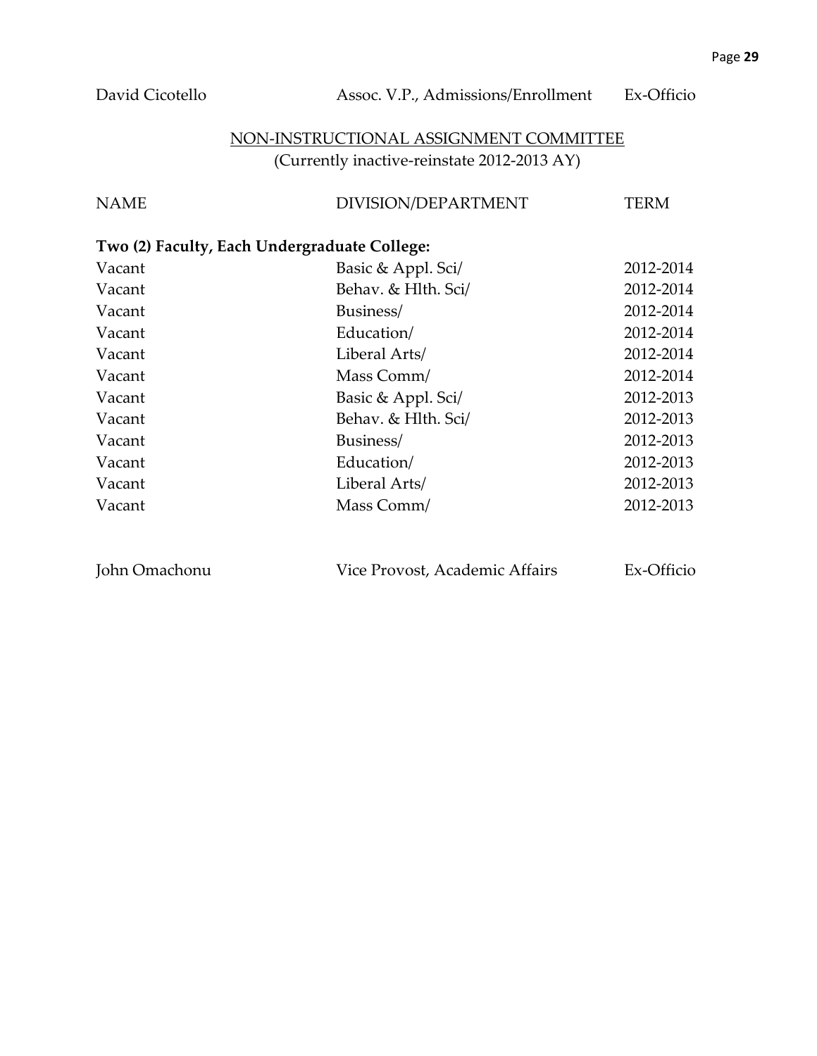| | | |
|---|---|---|
| David Cicotello | Assoc. V.P., Admissions/Enrollment | Ex-Officio |

## NON-INSTRUCTIONAL ASSIGNMENT COMMITTEE

(Currently inactive-reinstate 2012-2013 AY)

| NAME | DIVISION/DEPARTMENT | TERM |
|---|---|---|
| **Two (2) Faculty, Each Undergraduate College:** | | |
| Vacant | Basic & Appl. Sci/ | 2012-2014 |
| Vacant | Behav. & Hlth. Sci/ | 2012-2014 |
| Vacant | Business/ | 2012-2014 |
| Vacant | Education/ | 2012-2014 |
| Vacant | Liberal Arts/ | 2012-2014 |
| Vacant | Mass Comm/ | 2012-2014 |
| Vacant | Basic & Appl. Sci/ | 2012-2013 |
| Vacant | Behav. & Hlth. Sci/ | 2012-2013 |
| Vacant | Business/ | 2012-2013 |
| Vacant | Education/ | 2012-2013 |
| Vacant | Liberal Arts/ | 2012-2013 |
| Vacant | Mass Comm/ | 2012-2013 |
| | | |
| John Omachonu | Vice Provost, Academic Affairs | Ex-Officio |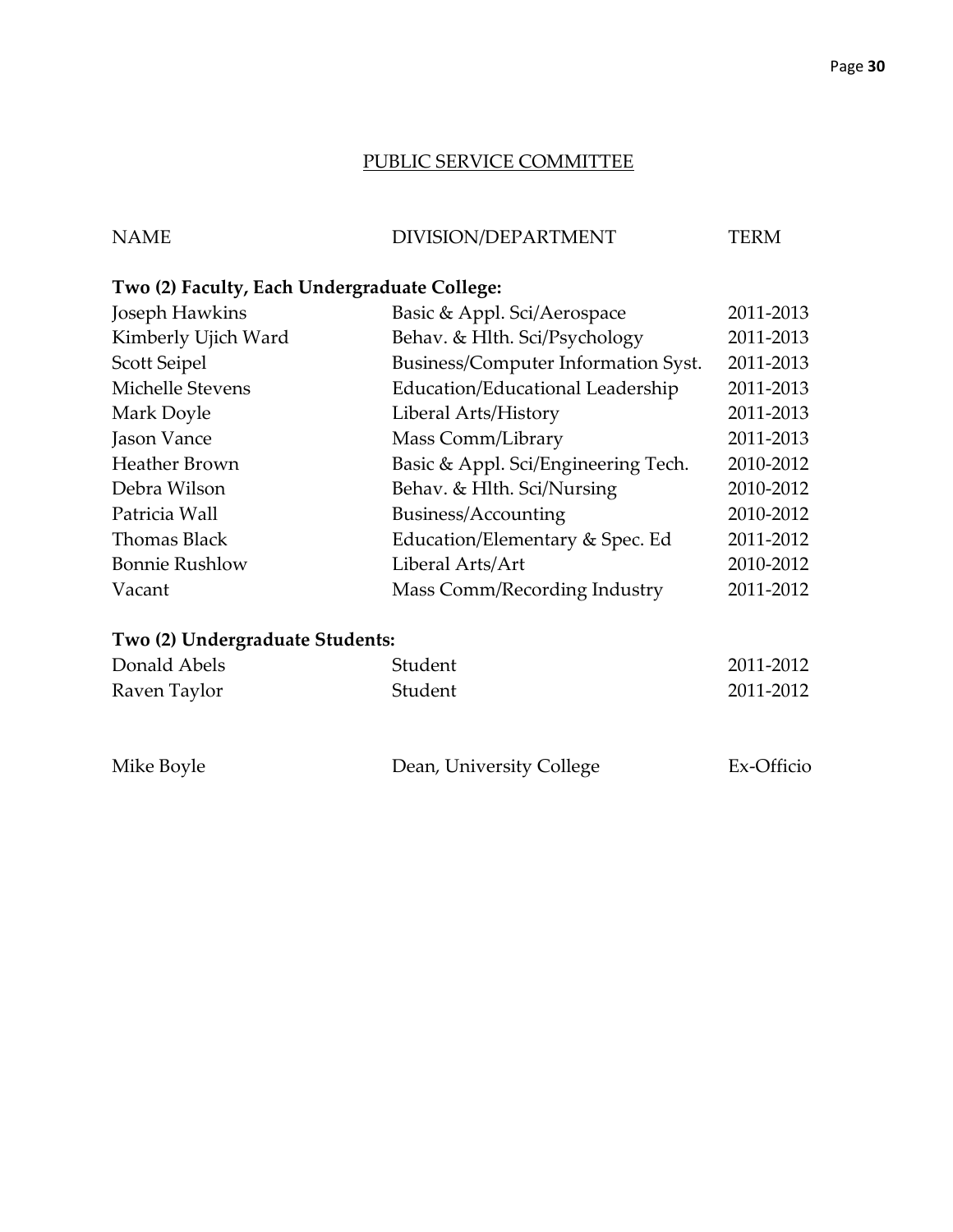## PUBLIC SERVICE COMMITTEE

| NAME | DIVISION/DEPARTMENT | TERM |
|---|---|---|
| **Two (2) Faculty, Each Undergraduate College:** | | |
| Joseph Hawkins | Basic & Appl. Sci/Aerospace | 2011-2013 |
| Kimberly Ujich Ward | Behav. & Hlth. Sci/Psychology | 2011-2013 |
| Scott Seipel | Business/Computer Information Syst. | 2011-2013 |
| Michelle Stevens | Education/Educational Leadership | 2011-2013 |
| Mark Doyle | Liberal Arts/History | 2011-2013 |
| Jason Vance | Mass Comm/Library | 2011-2013 |
| Heather Brown | Basic & Appl. Sci/Engineering Tech. | 2010-2012 |
| Debra Wilson | Behav. & Hlth. Sci/Nursing | 2010-2012 |
| Patricia Wall | Business/Accounting | 2010-2012 |
| Thomas Black | Education/Elementary & Spec. Ed | 2011-2012 |
| Bonnie Rushlow | Liberal Arts/Art | 2010-2012 |
| Vacant | Mass Comm/Recording Industry | 2011-2012 |
| **Two (2) Undergraduate Students:** | | |
| Donald Abels | Student | 2011-2012 |
| Raven Taylor | Student | 2011-2012 |
| | | |
| Mike Boyle | Dean, University College | Ex-Officio |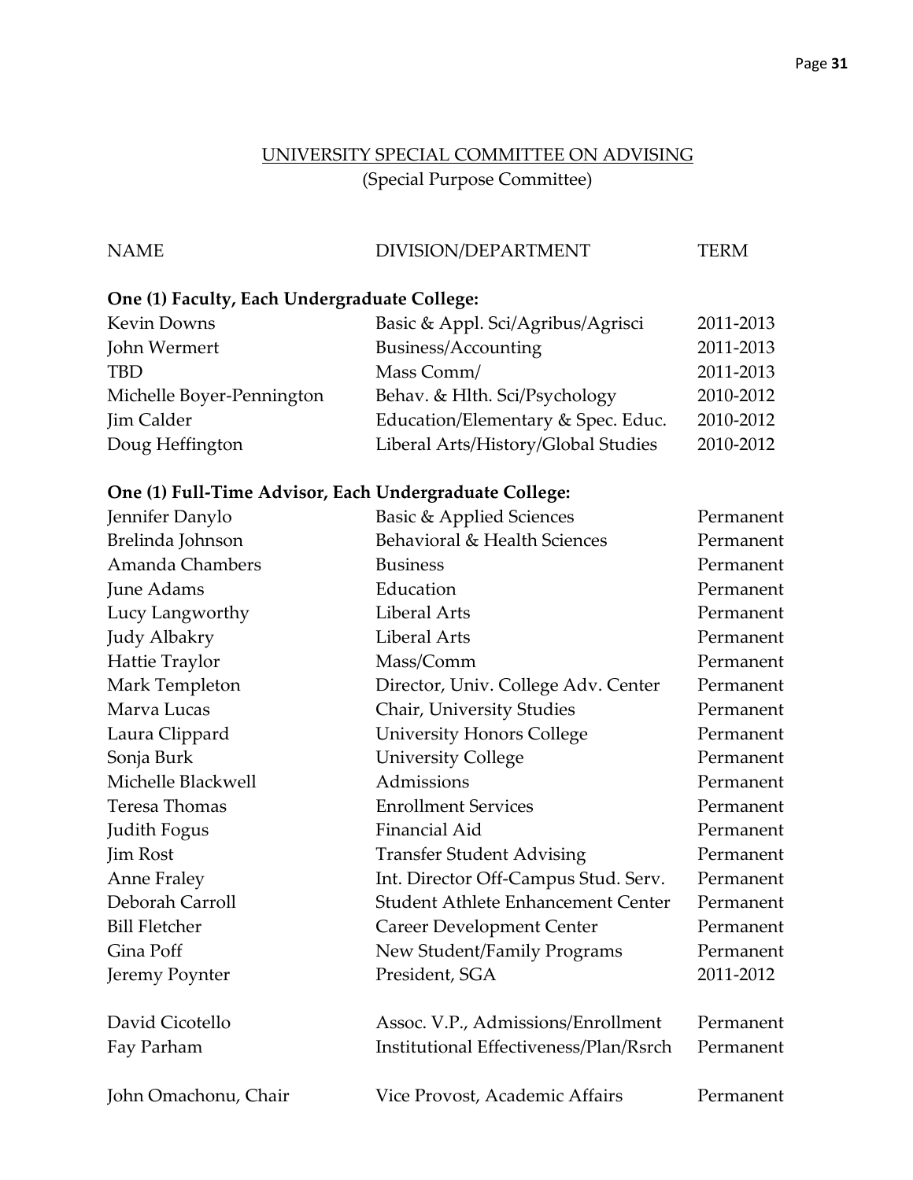## UNIVERSITY SPECIAL COMMITTEE ON ADVISING

(Special Purpose Committee)

| NAME | DIVISION/DEPARTMENT | TERM |
|---|---|---|
| **One (1) Faculty, Each Undergraduate College:** | | |
| Kevin Downs | Basic & Appl. Sci/Agribus/Agrisci | 2011-2013 |
| John Wermert | Business/Accounting | 2011-2013 |
| TBD | Mass Comm/ | 2011-2013 |
| Michelle Boyer-Pennington | Behav. & Hlth. Sci/Psychology | 2010-2012 |
| Jim Calder | Education/Elementary & Spec. Educ. | 2010-2012 |
| Doug Heffington | Liberal Arts/History/Global Studies | 2010-2012 |
| **One (1) Full-Time Advisor, Each Undergraduate College:** | | |
| Jennifer Danylo | Basic & Applied Sciences | Permanent |
| Brelinda Johnson | Behavioral & Health Sciences | Permanent |
| Amanda Chambers | Business | Permanent |
| June Adams | Education | Permanent |
| Lucy Langworthy | Liberal Arts | Permanent |
| Judy Albakry | Liberal Arts | Permanent |
| Hattie Traylor | Mass/Comm | Permanent |
| Mark Templeton | Director, Univ. College Adv. Center | Permanent |
| Marva Lucas | Chair, University Studies | Permanent |
| Laura Clippard | University Honors College | Permanent |
| Sonja Burk | University College | Permanent |
| Michelle Blackwell | Admissions | Permanent |
| Teresa Thomas | Enrollment Services | Permanent |
| Judith Fogus | Financial Aid | Permanent |
| Jim Rost | Transfer Student Advising | Permanent |
| Anne Fraley | Int. Director Off-Campus Stud. Serv. | Permanent |
| Deborah Carroll | Student Athlete Enhancement Center | Permanent |
| Bill Fletcher | Career Development Center | Permanent |
| Gina Poff | New Student/Family Programs | Permanent |
| Jeremy Poynter | President, SGA | 2011-2012 |
| David Cicotello | Assoc. V.P., Admissions/Enrollment | Permanent |
| Fay Parham | Institutional Effectiveness/Plan/Rsrch | Permanent |
| John Omachonu, Chair | Vice Provost, Academic Affairs | Permanent |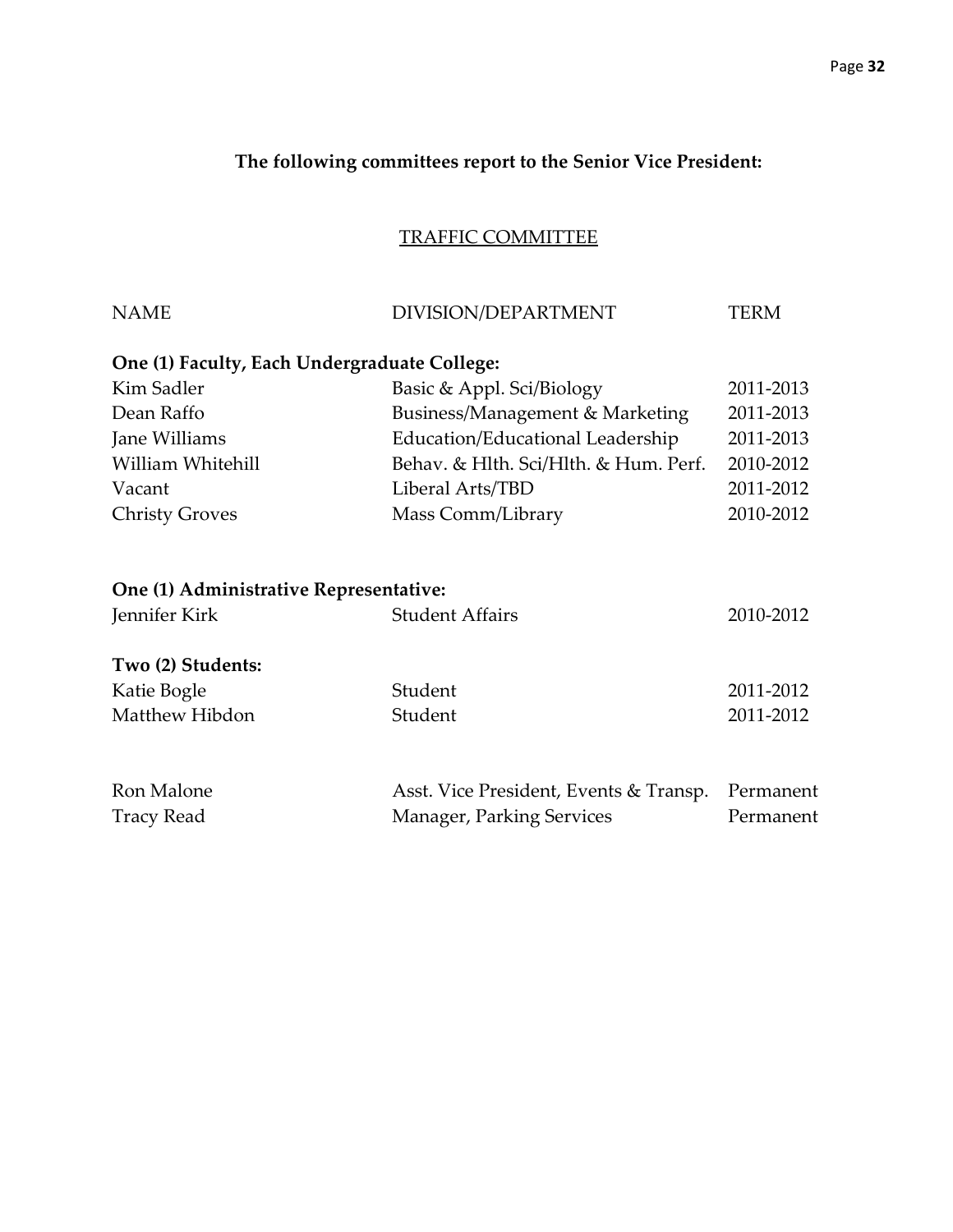**The following committees report to the Senior Vice President:**

## TRAFFIC COMMITTEE

| NAME | DIVISION/DEPARTMENT | TERM |
|---|---|---|
| **One (1) Faculty, Each Undergraduate College:** | | |
| Kim Sadler | Basic & Appl. Sci/Biology | 2011-2013 |
| Dean Raffo | Business/Management & Marketing | 2011-2013 |
| Jane Williams | Education/Educational Leadership | 2011-2013 |
| William Whitehill | Behav. & Hlth. Sci/Hlth. & Hum. Perf. | 2010-2012 |
| Vacant | Liberal Arts/TBD | 2011-2012 |
| Christy Groves | Mass Comm/Library | 2010-2012 |
| **One (1) Administrative Representative:** | | |
| Jennifer Kirk | Student Affairs | 2010-2012 |
| **Two (2) Students:** | | |
| Katie Bogle | Student | 2011-2012 |
| Matthew Hibdon | Student | 2011-2012 |
| Ron Malone | Asst. Vice President, Events & Transp. | Permanent |
| Tracy Read | Manager, Parking Services | Permanent |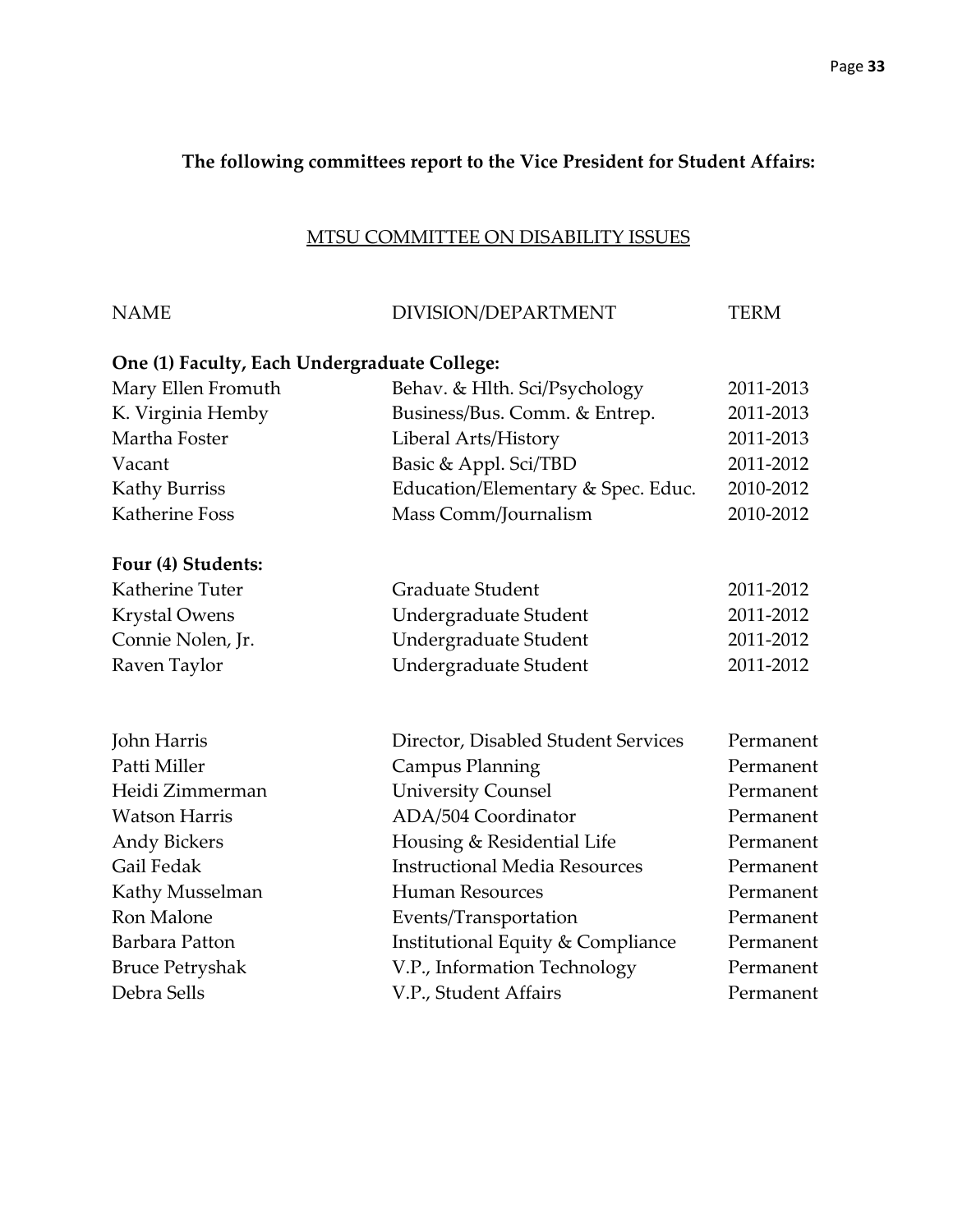**The following committees report to the Vice President for Student Affairs:**

## MTSU COMMITTEE ON DISABILITY ISSUES

| NAME | DIVISION/DEPARTMENT | TERM |
|---|---|---|
| **One (1) Faculty, Each Undergraduate College:** | | |
| Mary Ellen Fromuth | Behav. & Hlth. Sci/Psychology | 2011-2013 |
| K. Virginia Hemby | Business/Bus. Comm. & Entrep. | 2011-2013 |
| Martha Foster | Liberal Arts/History | 2011-2013 |
| Vacant | Basic & Appl. Sci/TBD | 2011-2012 |
| Kathy Burriss | Education/Elementary & Spec. Educ. | 2010-2012 |
| Katherine Foss | Mass Comm/Journalism | 2010-2012 |
| **Four (4) Students:** | | |
| Katherine Tuter | Graduate Student | 2011-2012 |
| Krystal Owens | Undergraduate Student | 2011-2012 |
| Connie Nolen, Jr. | Undergraduate Student | 2011-2012 |
| Raven Taylor | Undergraduate Student | 2011-2012 |
| | | |
| John Harris | Director, Disabled Student Services | Permanent |
| Patti Miller | Campus Planning | Permanent |
| Heidi Zimmerman | University Counsel | Permanent |
| Watson Harris | ADA/504 Coordinator | Permanent |
| Andy Bickers | Housing & Residential Life | Permanent |
| Gail Fedak | Instructional Media Resources | Permanent |
| Kathy Musselman | Human Resources | Permanent |
| Ron Malone | Events/Transportation | Permanent |
| Barbara Patton | Institutional Equity & Compliance | Permanent |
| Bruce Petryshak | V.P., Information Technology | Permanent |
| Debra Sells | V.P., Student Affairs | Permanent |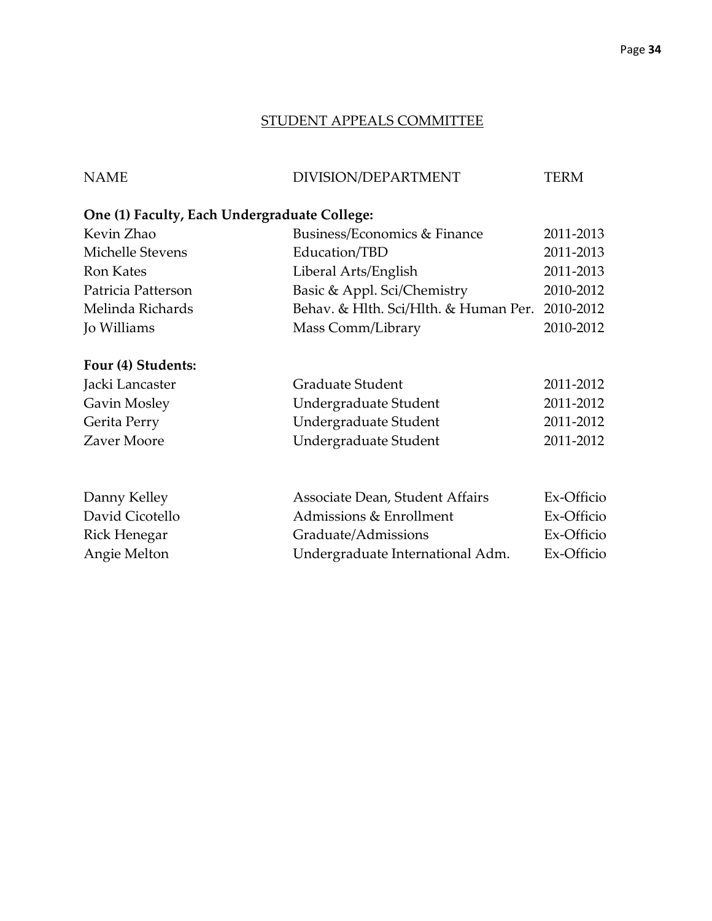## STUDENT APPEALS COMMITTEE

| NAME | DIVISION/DEPARTMENT | TERM |
|---|---|---|
| **One (1) Faculty, Each Undergraduate College:** | | |
| Kevin Zhao | Business/Economics & Finance | 2011-2013 |
| Michelle Stevens | Education/TBD | 2011-2013 |
| Ron Kates | Liberal Arts/English | 2011-2013 |
| Patricia Patterson | Basic & Appl. Sci/Chemistry | 2010-2012 |
| Melinda Richards | Behav. & Hlth. Sci/Hlth. & Human Per. | 2010-2012 |
| Jo Williams | Mass Comm/Library | 2010-2012 |
| **Four (4) Students:** | | |
| Jacki Lancaster | Graduate Student | 2011-2012 |
| Gavin Mosley | Undergraduate Student | 2011-2012 |
| Gerita Perry | Undergraduate Student | 2011-2012 |
| Zaver Moore | Undergraduate Student | 2011-2012 |
| | | |
| Danny Kelley | Associate Dean, Student Affairs | Ex-Officio |
| David Cicotello | Admissions & Enrollment | Ex-Officio |
| Rick Henegar | Graduate/Admissions | Ex-Officio |
| Angie Melton | Undergraduate International Adm. | Ex-Officio |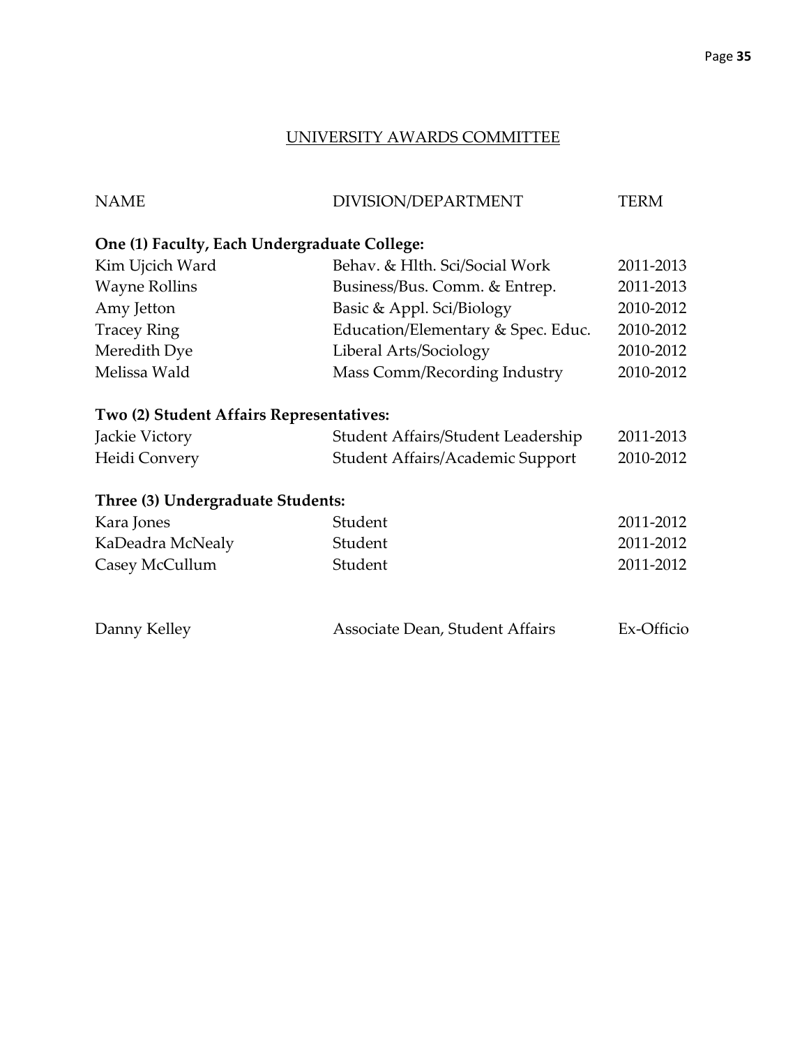## UNIVERSITY AWARDS COMMITTEE

| NAME | DIVISION/DEPARTMENT | TERM |
|---|---|---|
| **One (1) Faculty, Each Undergraduate College:** | | |
| Kim Ujcich Ward | Behav. & Hlth. Sci/Social Work | 2011-2013 |
| Wayne Rollins | Business/Bus. Comm. & Entrep. | 2011-2013 |
| Amy Jetton | Basic & Appl. Sci/Biology | 2010-2012 |
| Tracey Ring | Education/Elementary & Spec. Educ. | 2010-2012 |
| Meredith Dye | Liberal Arts/Sociology | 2010-2012 |
| Melissa Wald | Mass Comm/Recording Industry | 2010-2012 |
| **Two (2) Student Affairs Representatives:** | | |
| Jackie Victory | Student Affairs/Student Leadership | 2011-2013 |
| Heidi Convery | Student Affairs/Academic Support | 2010-2012 |
| **Three (3) Undergraduate Students:** | | |
| Kara Jones | Student | 2011-2012 |
| KaDeadra McNealy | Student | 2011-2012 |
| Casey McCullum | Student | 2011-2012 |
| | | |
| Danny Kelley | Associate Dean, Student Affairs | Ex-Officio |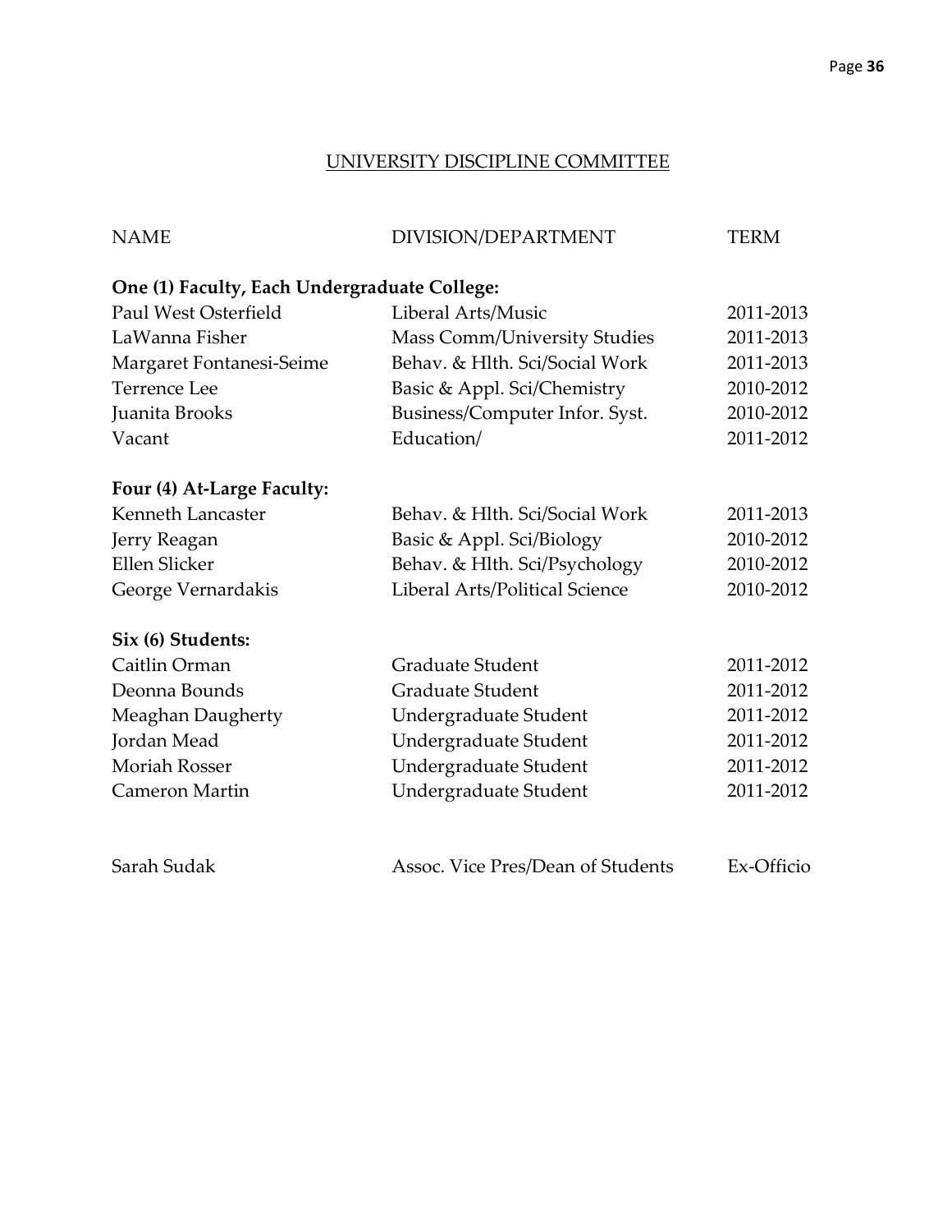## UNIVERSITY DISCIPLINE COMMITTEE

| NAME | DIVISION/DEPARTMENT | TERM |
|---|---|---|
| **One (1) Faculty, Each Undergraduate College:** | | |
| Paul West Osterfield | Liberal Arts/Music | 2011-2013 |
| LaWanna Fisher | Mass Comm/University Studies | 2011-2013 |
| Margaret Fontanesi-Seime | Behav. & Hlth. Sci/Social Work | 2011-2013 |
| Terrence Lee | Basic & Appl. Sci/Chemistry | 2010-2012 |
| Juanita Brooks | Business/Computer Infor. Syst. | 2010-2012 |
| Vacant | Education/ | 2011-2012 |
| **Four (4) At-Large Faculty:** | | |
| Kenneth Lancaster | Behav. & Hlth. Sci/Social Work | 2011-2013 |
| Jerry Reagan | Basic & Appl. Sci/Biology | 2010-2012 |
| Ellen Slicker | Behav. & Hlth. Sci/Psychology | 2010-2012 |
| George Vernardakis | Liberal Arts/Political Science | 2010-2012 |
| **Six (6) Students:** | | |
| Caitlin Orman | Graduate Student | 2011-2012 |
| Deonna Bounds | Graduate Student | 2011-2012 |
| Meaghan Daugherty | Undergraduate Student | 2011-2012 |
| Jordan Mead | Undergraduate Student | 2011-2012 |
| Moriah Rosser | Undergraduate Student | 2011-2012 |
| Cameron Martin | Undergraduate Student | 2011-2012 |
| | | |
| Sarah Sudak | Assoc. Vice Pres/Dean of Students | Ex-Officio |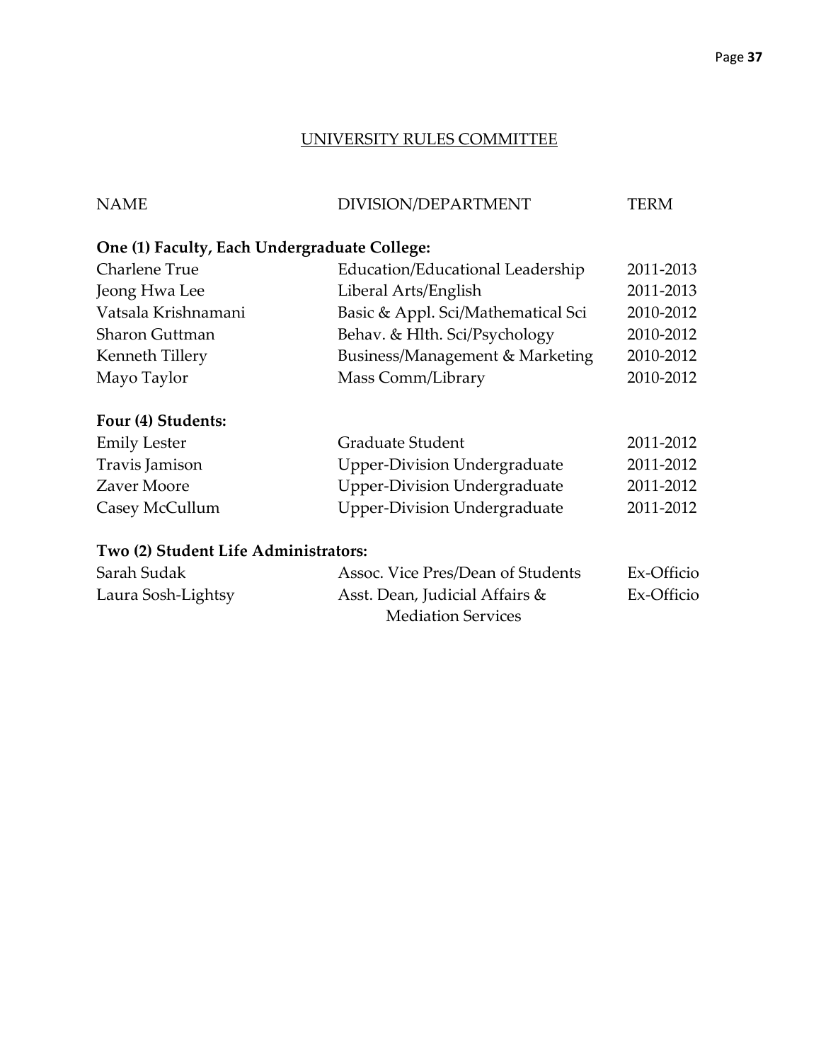## UNIVERSITY RULES COMMITTEE

| NAME | DIVISION/DEPARTMENT | TERM |
|---|---|---|
| **One (1) Faculty, Each Undergraduate College:** | | |
| Charlene True | Education/Educational Leadership | 2011-2013 |
| Jeong Hwa Lee | Liberal Arts/English | 2011-2013 |
| Vatsala Krishnamani | Basic & Appl. Sci/Mathematical Sci | 2010-2012 |
| Sharon Guttman | Behav. & Hlth. Sci/Psychology | 2010-2012 |
| Kenneth Tillery | Business/Management & Marketing | 2010-2012 |
| Mayo Taylor | Mass Comm/Library | 2010-2012 |
| **Four (4) Students:** | | |
| Emily Lester | Graduate Student | 2011-2012 |
| Travis Jamison | Upper-Division Undergraduate | 2011-2012 |
| Zaver Moore | Upper-Division Undergraduate | 2011-2012 |
| Casey McCullum | Upper-Division Undergraduate | 2011-2012 |
| **Two (2) Student Life Administrators:** | | |
| Sarah Sudak | Assoc. Vice Pres/Dean of Students | Ex-Officio |
| Laura Sosh-Lightsy | Asst. Dean, Judicial Affairs & Mediation Services | Ex-Officio |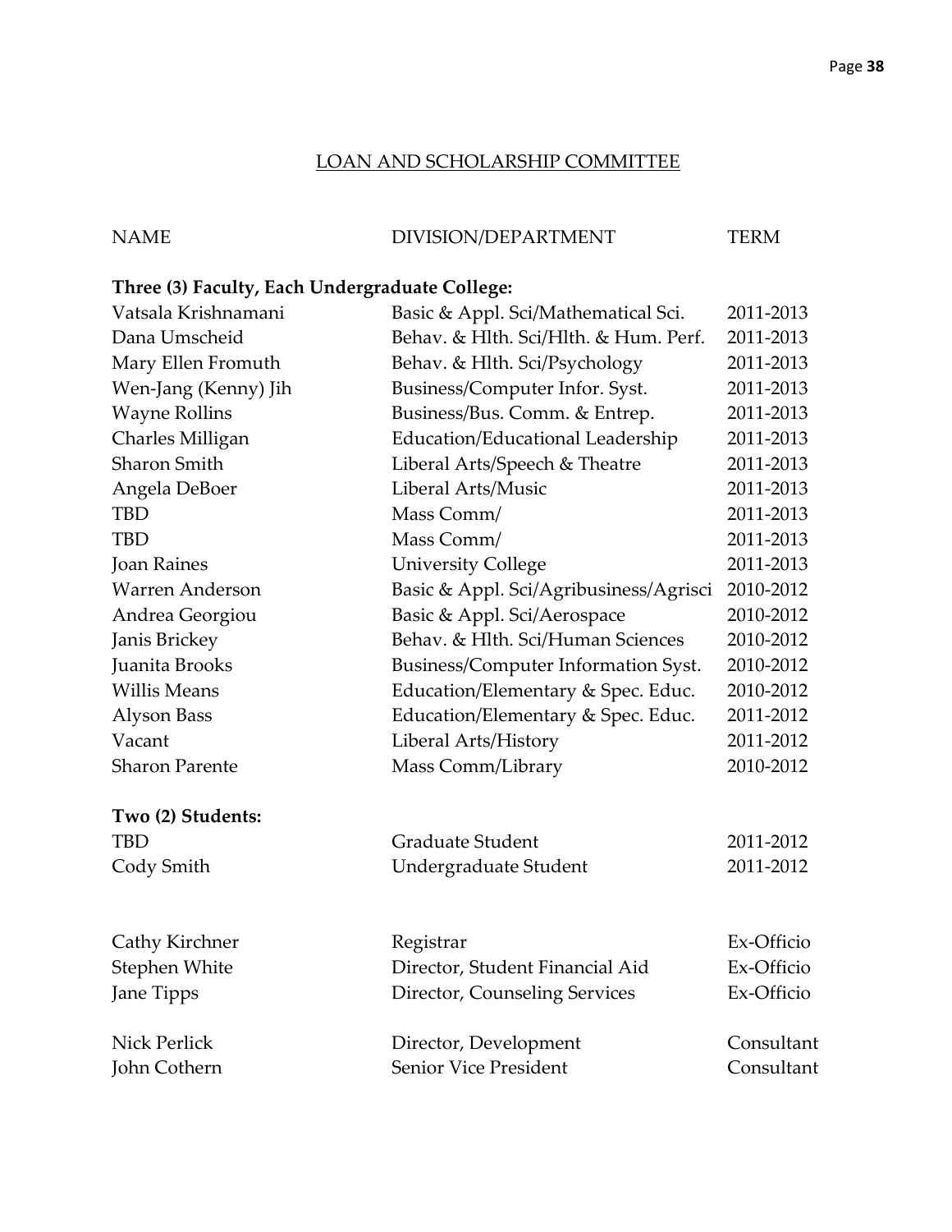## LOAN AND SCHOLARSHIP COMMITTEE

| NAME | DIVISION/DEPARTMENT | TERM |
|---|---|---|
| **Three (3) Faculty, Each Undergraduate College:** | | |
| Vatsala Krishnamani | Basic & Appl. Sci/Mathematical Sci. | 2011-2013 |
| Dana Umscheid | Behav. & Hlth. Sci/Hlth. & Hum. Perf. | 2011-2013 |
| Mary Ellen Fromuth | Behav. & Hlth. Sci/Psychology | 2011-2013 |
| Wen-Jang (Kenny) Jih | Business/Computer Infor. Syst. | 2011-2013 |
| Wayne Rollins | Business/Bus. Comm. & Entrep. | 2011-2013 |
| Charles Milligan | Education/Educational Leadership | 2011-2013 |
| Sharon Smith | Liberal Arts/Speech & Theatre | 2011-2013 |
| Angela DeBoer | Liberal Arts/Music | 2011-2013 |
| TBD | Mass Comm/ | 2011-2013 |
| TBD | Mass Comm/ | 2011-2013 |
| Joan Raines | University College | 2011-2013 |
| Warren Anderson | Basic & Appl. Sci/Agribusiness/Agrisci | 2010-2012 |
| Andrea Georgiou | Basic & Appl. Sci/Aerospace | 2010-2012 |
| Janis Brickey | Behav. & Hlth. Sci/Human Sciences | 2010-2012 |
| Juanita Brooks | Business/Computer Information Syst. | 2010-2012 |
| Willis Means | Education/Elementary & Spec. Educ. | 2010-2012 |
| Alyson Bass | Education/Elementary & Spec. Educ. | 2011-2012 |
| Vacant | Liberal Arts/History | 2011-2012 |
| Sharon Parente | Mass Comm/Library | 2010-2012 |
| **Two (2) Students:** | | |
| TBD | Graduate Student | 2011-2012 |
| Cody Smith | Undergraduate Student | 2011-2012 |
| | | |
| Cathy Kirchner | Registrar | Ex-Officio |
| Stephen White | Director, Student Financial Aid | Ex-Officio |
| Jane Tipps | Director, Counseling Services | Ex-Officio |
| | | |
| Nick Perlick | Director, Development | Consultant |
| John Cothern | Senior Vice President | Consultant |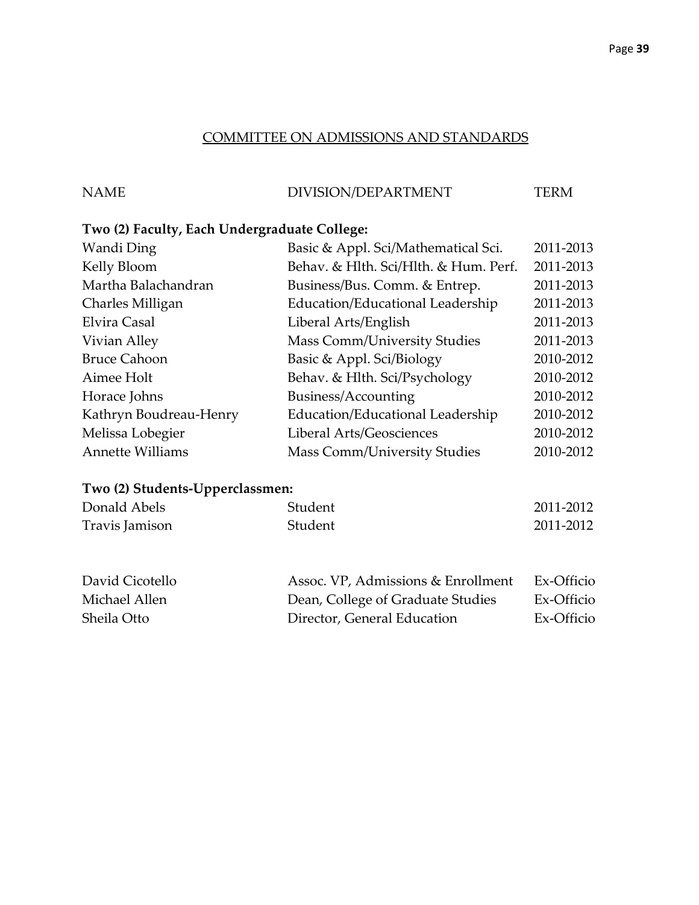## COMMITTEE ON ADMISSIONS AND STANDARDS

| NAME | DIVISION/DEPARTMENT | TERM |
|---|---|---|
| **Two (2) Faculty, Each Undergraduate College:** | | |
| Wandi Ding | Basic & Appl. Sci/Mathematical Sci. | 2011-2013 |
| Kelly Bloom | Behav. & Hlth. Sci/Hlth. & Hum. Perf. | 2011-2013 |
| Martha Balachandran | Business/Bus. Comm. & Entrep. | 2011-2013 |
| Charles Milligan | Education/Educational Leadership | 2011-2013 |
| Elvira Casal | Liberal Arts/English | 2011-2013 |
| Vivian Alley | Mass Comm/University Studies | 2011-2013 |
| Bruce Cahoon | Basic & Appl. Sci/Biology | 2010-2012 |
| Aimee Holt | Behav. & Hlth. Sci/Psychology | 2010-2012 |
| Horace Johns | Business/Accounting | 2010-2012 |
| Kathryn Boudreau-Henry | Education/Educational Leadership | 2010-2012 |
| Melissa Lobegier | Liberal Arts/Geosciences | 2010-2012 |
| Annette Williams | Mass Comm/University Studies | 2010-2012 |
| **Two (2) Students-Upperclassmen:** | | |
| Donald Abels | Student | 2011-2012 |
| Travis Jamison | Student | 2011-2012 |
| | | |
| David Cicotello | Assoc. VP, Admissions & Enrollment | Ex-Officio |
| Michael Allen | Dean, College of Graduate Studies | Ex-Officio |
| Sheila Otto | Director, General Education | Ex-Officio |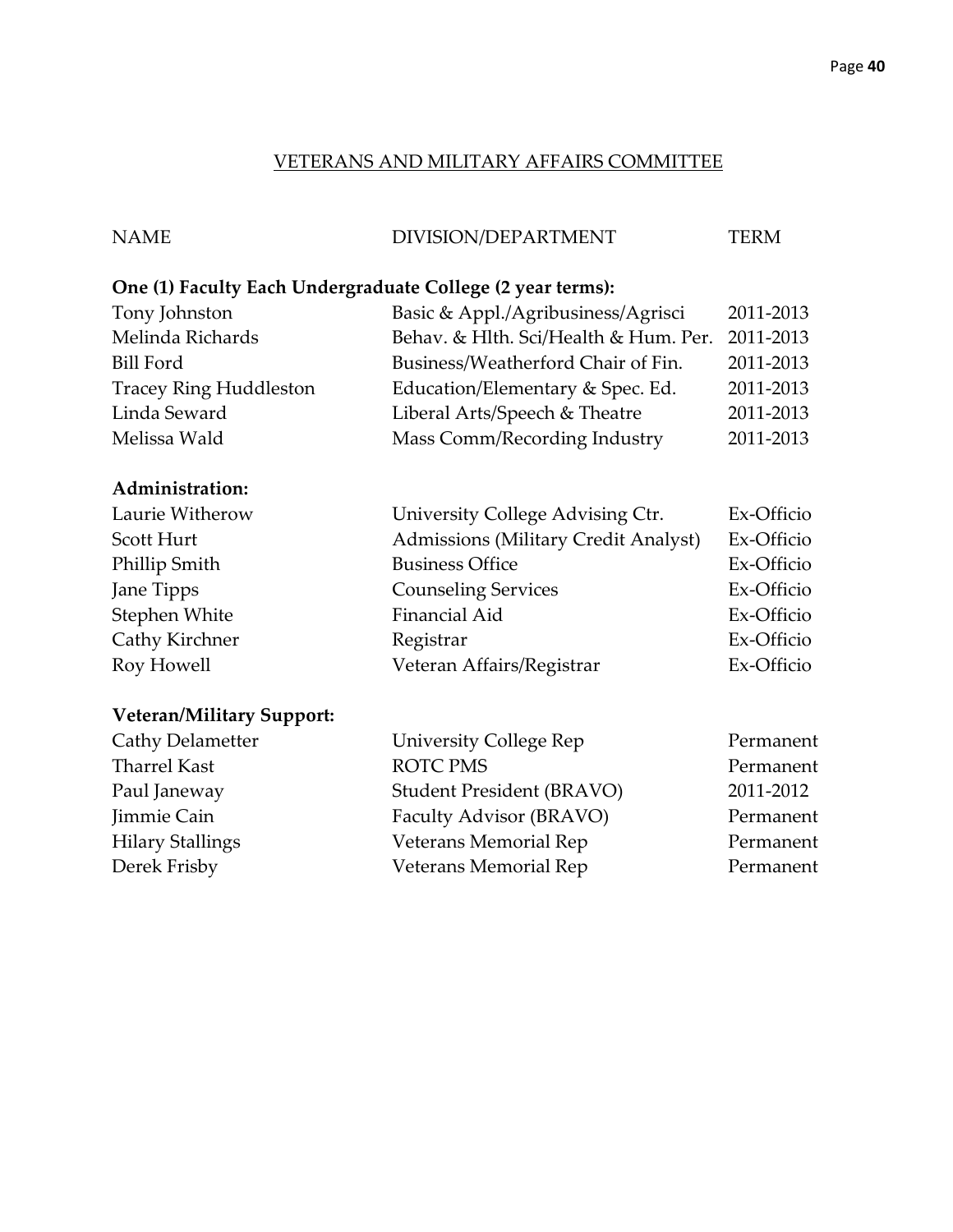## VETERANS AND MILITARY AFFAIRS COMMITTEE

| NAME | DIVISION/DEPARTMENT | TERM |
|---|---|---|
| **One (1) Faculty Each Undergraduate College (2 year terms):** | | |
| Tony Johnston | Basic & Appl./Agribusiness/Agrisci | 2011-2013 |
| Melinda Richards | Behav. & Hlth. Sci/Health & Hum. Per. | 2011-2013 |
| Bill Ford | Business/Weatherford Chair of Fin. | 2011-2013 |
| Tracey Ring Huddleston | Education/Elementary & Spec. Ed. | 2011-2013 |
| Linda Seward | Liberal Arts/Speech & Theatre | 2011-2013 |
| Melissa Wald | Mass Comm/Recording Industry | 2011-2013 |
| **Administration:** | | |
| Laurie Witherow | University College Advising Ctr. | Ex-Officio |
| Scott Hurt | Admissions (Military Credit Analyst) | Ex-Officio |
| Phillip Smith | Business Office | Ex-Officio |
| Jane Tipps | Counseling Services | Ex-Officio |
| Stephen White | Financial Aid | Ex-Officio |
| Cathy Kirchner | Registrar | Ex-Officio |
| Roy Howell | Veteran Affairs/Registrar | Ex-Officio |
| **Veteran/Military Support:** | | |
| Cathy Delametter | University College Rep | Permanent |
| Tharrel Kast | ROTC PMS | Permanent |
| Paul Janeway | Student President (BRAVO) | 2011-2012 |
| Jimmie Cain | Faculty Advisor (BRAVO) | Permanent |
| Hilary Stallings | Veterans Memorial Rep | Permanent |
| Derek Frisby | Veterans Memorial Rep | Permanent |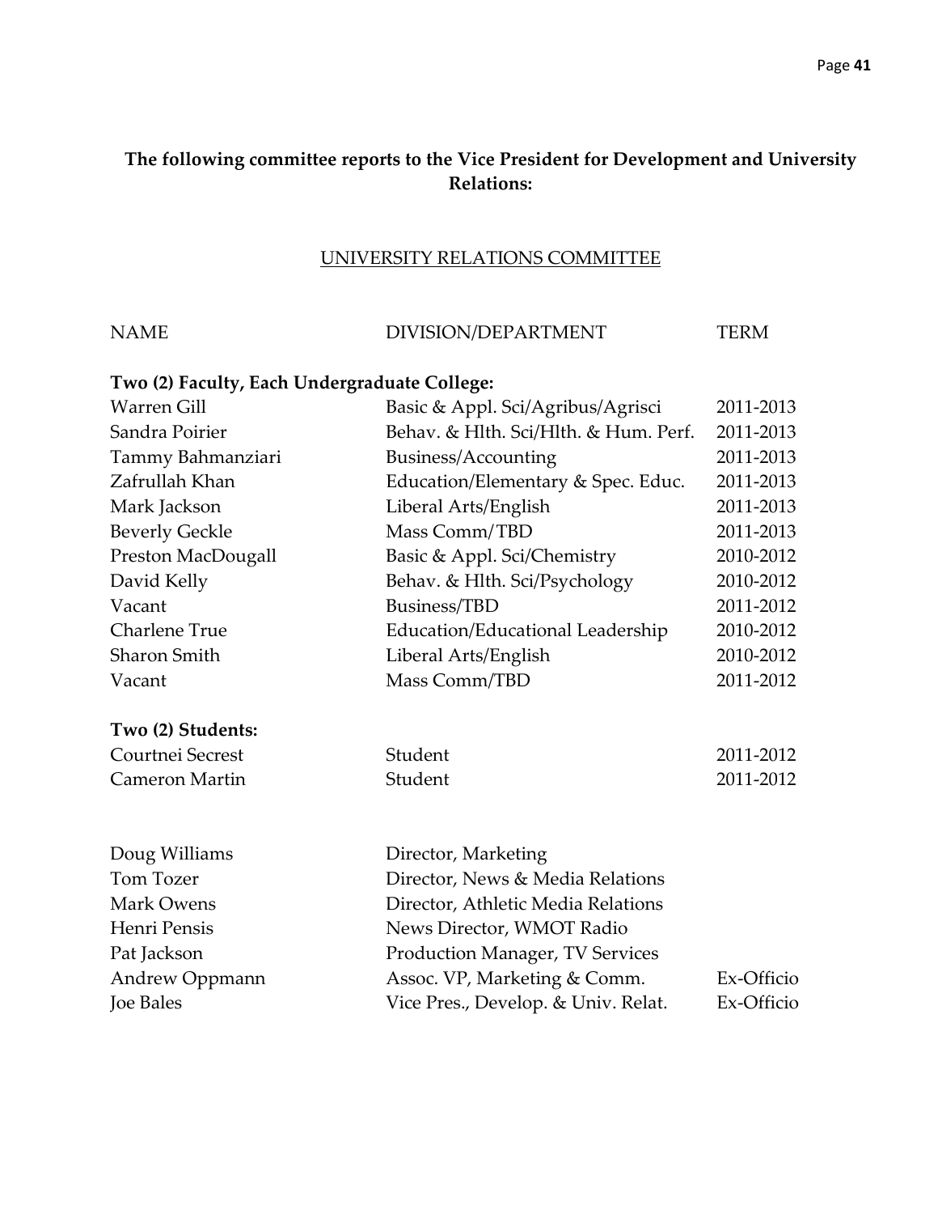**The following committee reports to the Vice President for Development and University Relations:**

## UNIVERSITY RELATIONS COMMITTEE

| NAME | DIVISION/DEPARTMENT | TERM |
|---|---|---|
| **Two (2) Faculty, Each Undergraduate College:** | | |
| Warren Gill | Basic & Appl. Sci/Agribus/Agrisci | 2011-2013 |
| Sandra Poirier | Behav. & Hlth. Sci/Hlth. & Hum. Perf. | 2011-2013 |
| Tammy Bahmanziari | Business/Accounting | 2011-2013 |
| Zafrullah Khan | Education/Elementary & Spec. Educ. | 2011-2013 |
| Mark Jackson | Liberal Arts/English | 2011-2013 |
| Beverly Geckle | Mass Comm/TBD | 2011-2013 |
| Preston MacDougall | Basic & Appl. Sci/Chemistry | 2010-2012 |
| David Kelly | Behav. & Hlth. Sci/Psychology | 2010-2012 |
| Vacant | Business/TBD | 2011-2012 |
| Charlene True | Education/Educational Leadership | 2010-2012 |
| Sharon Smith | Liberal Arts/English | 2010-2012 |
| Vacant | Mass Comm/TBD | 2011-2012 |
| **Two (2) Students:** | | |
| Courtnei Secrest | Student | 2011-2012 |
| Cameron Martin | Student | 2011-2012 |
| | | |
| Doug Williams | Director, Marketing | |
| Tom Tozer | Director, News & Media Relations | |
| Mark Owens | Director, Athletic Media Relations | |
| Henri Pensis | News Director, WMOT Radio | |
| Pat Jackson | Production Manager, TV Services | |
| Andrew Oppmann | Assoc. VP, Marketing & Comm. | Ex-Officio |
| Joe Bales | Vice Pres., Develop. & Univ. Relat. | Ex-Officio |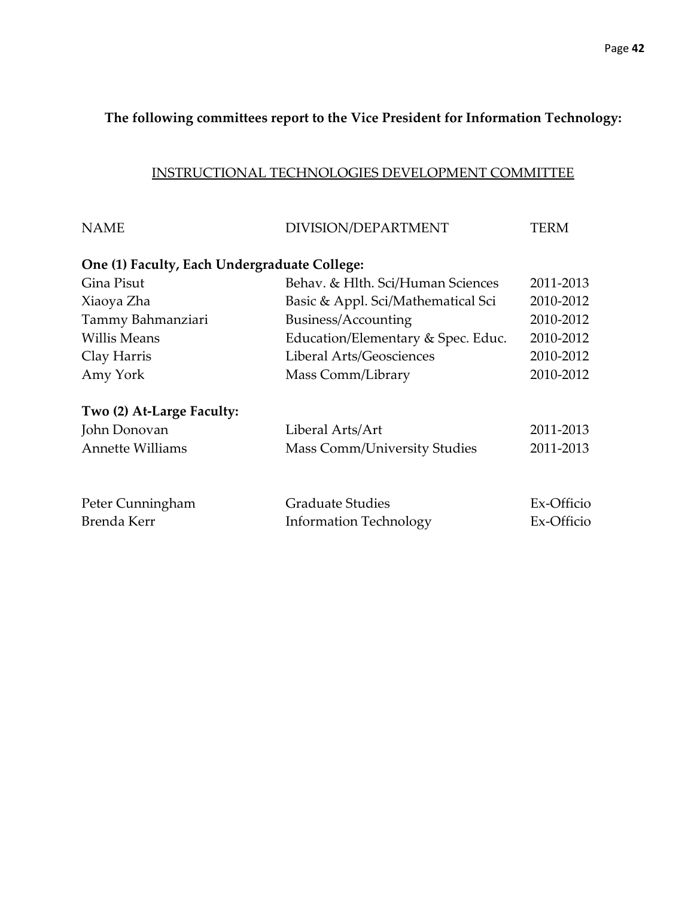**The following committees report to the Vice President for Information Technology:**

## INSTRUCTIONAL TECHNOLOGIES DEVELOPMENT COMMITTEE

| NAME | DIVISION/DEPARTMENT | TERM |
|---|---|---|
| **One (1) Faculty, Each Undergraduate College:** | | |
| Gina Pisut | Behav. & Hlth. Sci/Human Sciences | 2011-2013 |
| Xiaoya Zha | Basic & Appl. Sci/Mathematical Sci | 2010-2012 |
| Tammy Bahmanziari | Business/Accounting | 2010-2012 |
| Willis Means | Education/Elementary & Spec. Educ. | 2010-2012 |
| Clay Harris | Liberal Arts/Geosciences | 2010-2012 |
| Amy York | Mass Comm/Library | 2010-2012 |
| **Two (2) At-Large Faculty:** | | |
| John Donovan | Liberal Arts/Art | 2011-2013 |
| Annette Williams | Mass Comm/University Studies | 2011-2013 |
| Peter Cunningham | Graduate Studies | Ex-Officio |
| Brenda Kerr | Information Technology | Ex-Officio |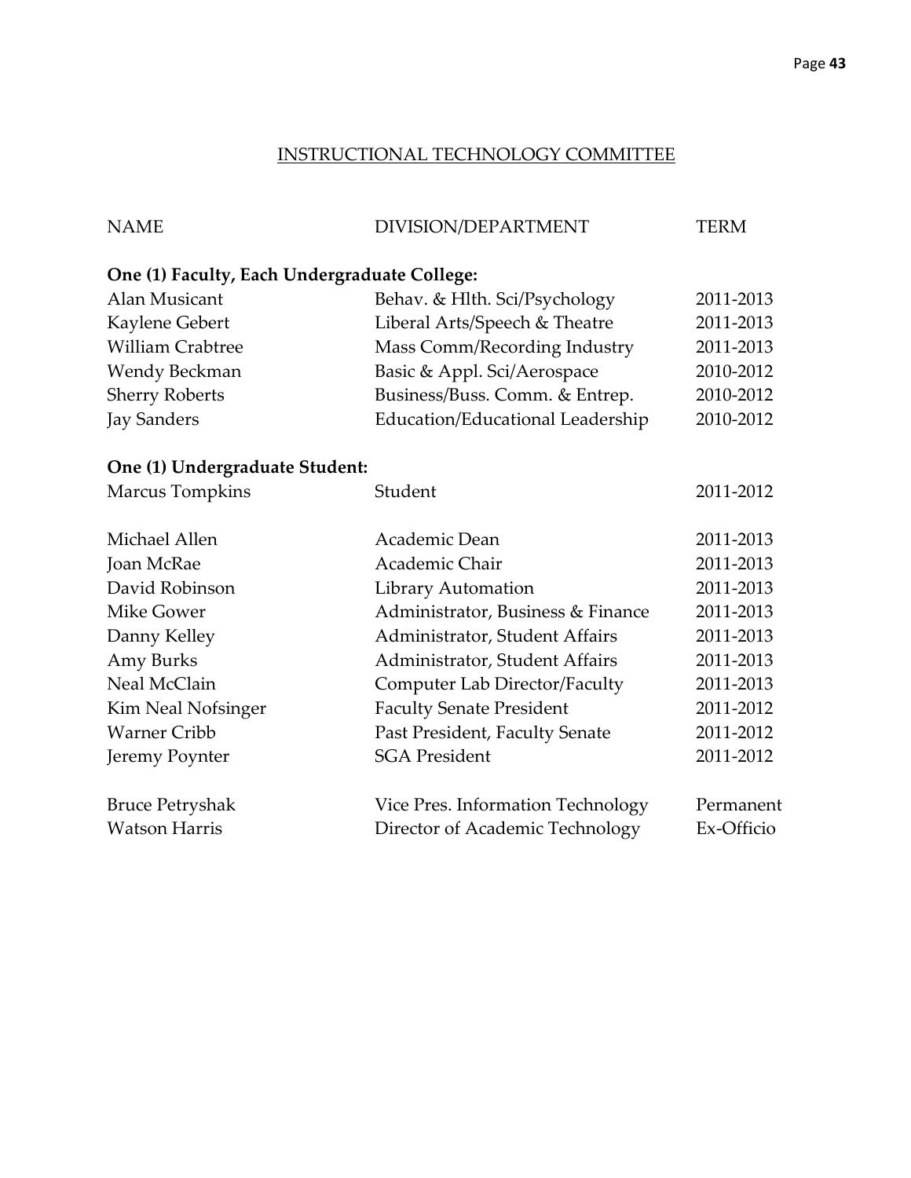# INSTRUCTIONAL TECHNOLOGY COMMITTEE

| NAME | DIVISION/DEPARTMENT | TERM |
|---|---|---|
| **One (1) Faculty, Each Undergraduate College:** | | |
| Alan Musicant | Behav. & Hlth. Sci/Psychology | 2011-2013 |
| Kaylene Gebert | Liberal Arts/Speech & Theatre | 2011-2013 |
| William Crabtree | Mass Comm/Recording Industry | 2011-2013 |
| Wendy Beckman | Basic & Appl. Sci/Aerospace | 2010-2012 |
| Sherry Roberts | Business/Buss. Comm. & Entrep. | 2010-2012 |
| Jay Sanders | Education/Educational Leadership | 2010-2012 |
| **One (1) Undergraduate Student:** | | |
| Marcus Tompkins | Student | 2011-2012 |
| Michael Allen | Academic Dean | 2011-2013 |
| Joan McRae | Academic Chair | 2011-2013 |
| David Robinson | Library Automation | 2011-2013 |
| Mike Gower | Administrator, Business & Finance | 2011-2013 |
| Danny Kelley | Administrator, Student Affairs | 2011-2013 |
| Amy Burks | Administrator, Student Affairs | 2011-2013 |
| Neal McClain | Computer Lab Director/Faculty | 2011-2013 |
| Kim Neal Nofsinger | Faculty Senate President | 2011-2012 |
| Warner Cribb | Past President, Faculty Senate | 2011-2012 |
| Jeremy Poynter | SGA President | 2011-2012 |
| Bruce Petryshak | Vice Pres. Information Technology | Permanent |
| Watson Harris | Director of Academic Technology | Ex-Officio |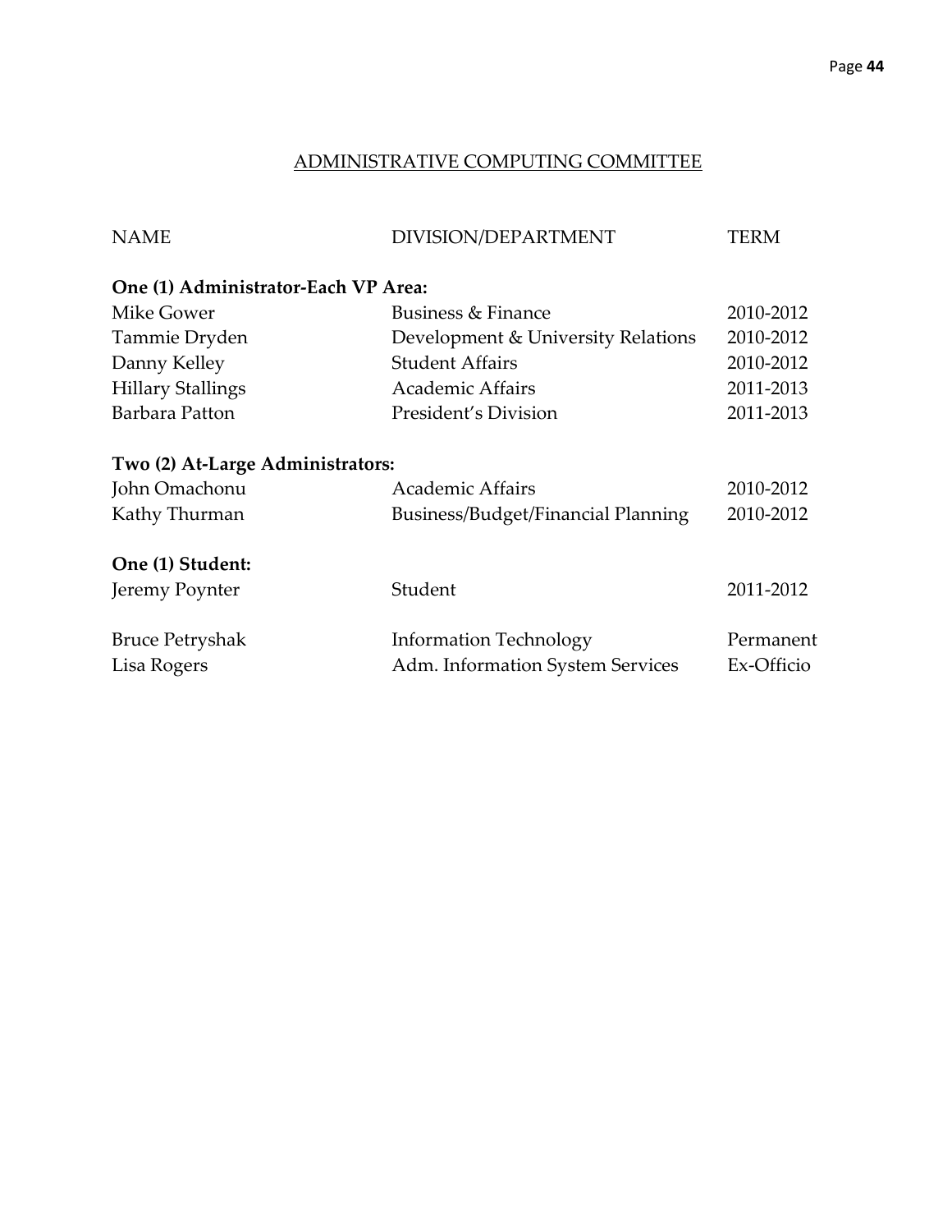## ADMINISTRATIVE COMPUTING COMMITTEE

| NAME | DIVISION/DEPARTMENT | TERM |
|---|---|---|
| **One (1) Administrator-Each VP Area:** | | |
| Mike Gower | Business & Finance | 2010-2012 |
| Tammie Dryden | Development & University Relations | 2010-2012 |
| Danny Kelley | Student Affairs | 2010-2012 |
| Hillary Stallings | Academic Affairs | 2011-2013 |
| Barbara Patton | President's Division | 2011-2013 |
| **Two (2) At-Large Administrators:** | | |
| John Omachonu | Academic Affairs | 2010-2012 |
| Kathy Thurman | Business/Budget/Financial Planning | 2010-2012 |
| **One (1) Student:** | | |
| Jeremy Poynter | Student | 2011-2012 |
| Bruce Petryshak | Information Technology | Permanent |
| Lisa Rogers | Adm. Information System Services | Ex-Officio |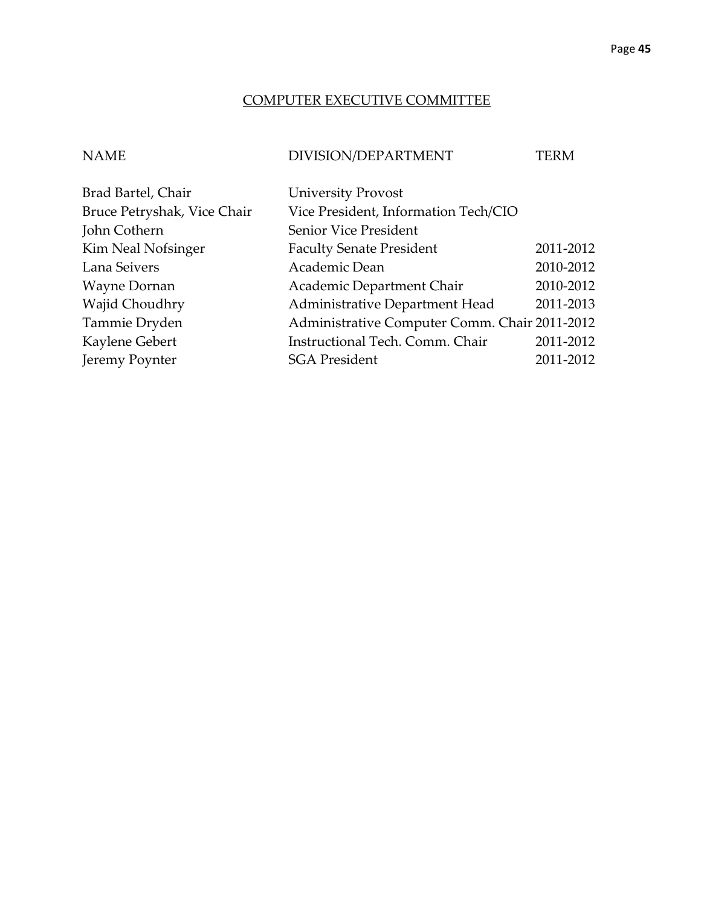## COMPUTER EXECUTIVE COMMITTEE

| NAME | DIVISION/DEPARTMENT | TERM |
|---|---|---|
| Brad Bartel, Chair | University Provost | |
| Bruce Petryshak, Vice Chair | Vice President, Information Tech/CIO | |
| John Cothern | Senior Vice President | |
| Kim Neal Nofsinger | Faculty Senate President | 2011-2012 |
| Lana Seivers | Academic Dean | 2010-2012 |
| Wayne Dornan | Academic Department Chair | 2010-2012 |
| Wajid Choudhry | Administrative Department Head | 2011-2013 |
| Tammie Dryden | Administrative Computer Comm. Chair | 2011-2012 |
| Kaylene Gebert | Instructional Tech. Comm. Chair | 2011-2012 |
| Jeremy Poynter | SGA President | 2011-2012 |